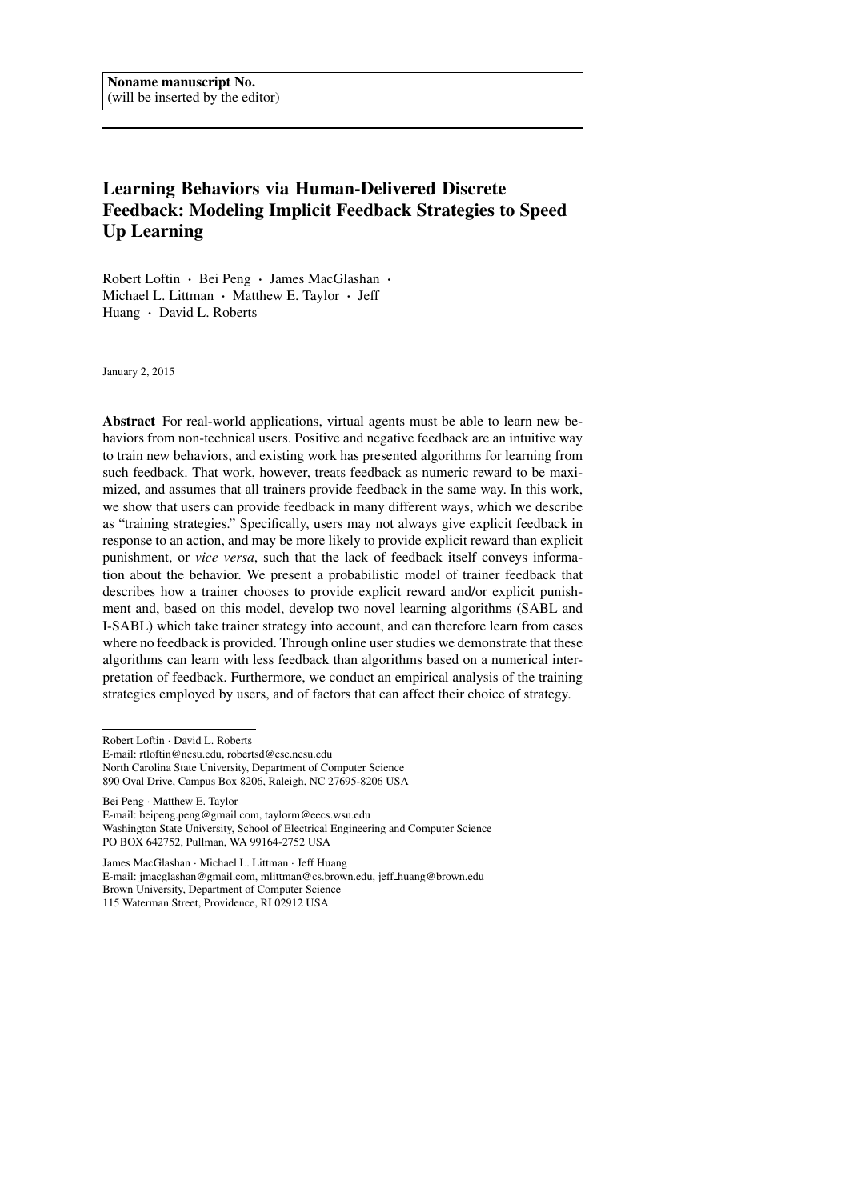**Noname manuscript No.**
(will be inserted by the editor)

# Learning Behaviors via Human-Delivered Discrete Feedback: Modeling Implicit Feedback Strategies to Speed Up Learning

Robert Loftin · Bei Peng · James MacGlashan · Michael L. Littman · Matthew E. Taylor · Jeff Huang · David L. Roberts

January 2, 2015

**Abstract** For real-world applications, virtual agents must be able to learn new behaviors from non-technical users. Positive and negative feedback are an intuitive way to train new behaviors, and existing work has presented algorithms for learning from such feedback. That work, however, treats feedback as numeric reward to be maximized, and assumes that all trainers provide feedback in the same way. In this work, we show that users can provide feedback in many different ways, which we describe as "training strategies." Specifically, users may not always give explicit feedback in response to an action, and may be more likely to provide explicit reward than explicit punishment, or *vice versa*, such that the lack of feedback itself conveys information about the behavior. We present a probabilistic model of trainer feedback that describes how a trainer chooses to provide explicit reward and/or explicit punishment and, based on this model, develop two novel learning algorithms (SABL and I-SABL) which take trainer strategy into account, and can therefore learn from cases where no feedback is provided. Through online user studies we demonstrate that these algorithms can learn with less feedback than algorithms based on a numerical interpretation of feedback. Furthermore, we conduct an empirical analysis of the training strategies employed by users, and of factors that can affect their choice of strategy.

---

Robert Loftin · David L. Roberts
E-mail: rtloftin@ncsu.edu, robertsd@csc.ncsu.edu
North Carolina State University, Department of Computer Science
890 Oval Drive, Campus Box 8206, Raleigh, NC 27695-8206 USA

Bei Peng · Matthew E. Taylor
E-mail: beipeng.peng@gmail.com, taylorm@eecs.wsu.edu
Washington State University, School of Electrical Engineering and Computer Science
PO BOX 642752, Pullman, WA 99164-2752 USA

James MacGlashan · Michael L. Littman · Jeff Huang
E-mail: jmacglashan@gmail.com, mlittman@cs.brown.edu, jeff_huang@brown.edu
Brown University, Department of Computer Science
115 Waterman Street, Providence, RI 02912 USA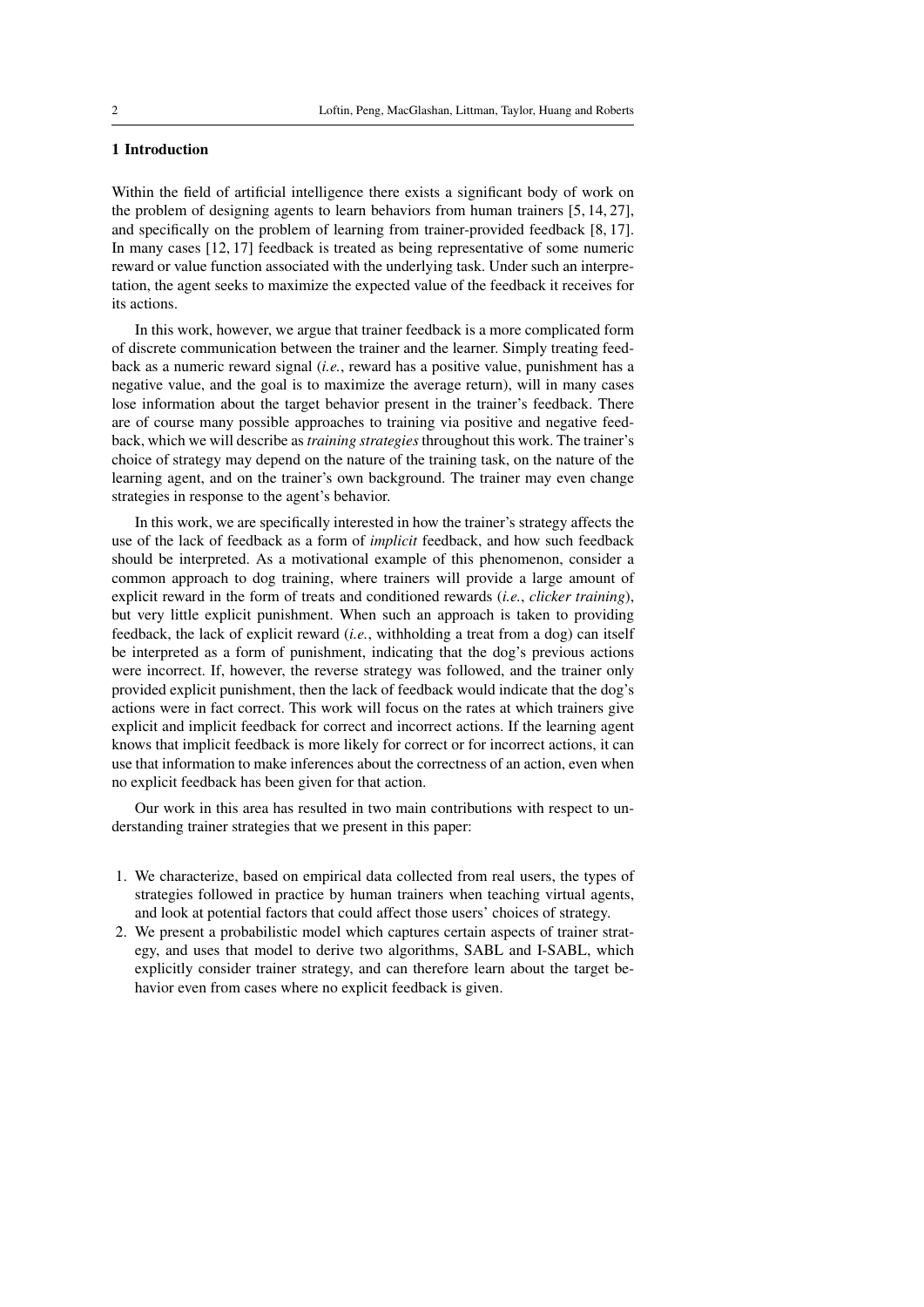## 1 Introduction

Within the field of artificial intelligence there exists a significant body of work on the problem of designing agents to learn behaviors from human trainers [5, 14, 27], and specifically on the problem of learning from trainer-provided feedback [8, 17]. In many cases [12, 17] feedback is treated as being representative of some numeric reward or value function associated with the underlying task. Under such an interpretation, the agent seeks to maximize the expected value of the feedback it receives for its actions.

In this work, however, we argue that trainer feedback is a more complicated form of discrete communication between the trainer and the learner. Simply treating feedback as a numeric reward signal (*i.e.*, reward has a positive value, punishment has a negative value, and the goal is to maximize the average return), will in many cases lose information about the target behavior present in the trainer's feedback. There are of course many possible approaches to training via positive and negative feedback, which we will describe as *training strategies* throughout this work. The trainer's choice of strategy may depend on the nature of the training task, on the nature of the learning agent, and on the trainer's own background. The trainer may even change strategies in response to the agent's behavior.

In this work, we are specifically interested in how the trainer's strategy affects the use of the lack of feedback as a form of *implicit* feedback, and how such feedback should be interpreted. As a motivational example of this phenomenon, consider a common approach to dog training, where trainers will provide a large amount of explicit reward in the form of treats and conditioned rewards (*i.e.*, *clicker training*), but very little explicit punishment. When such an approach is taken to providing feedback, the lack of explicit reward (*i.e.*, withholding a treat from a dog) can itself be interpreted as a form of punishment, indicating that the dog's previous actions were incorrect. If, however, the reverse strategy was followed, and the trainer only provided explicit punishment, then the lack of feedback would indicate that the dog's actions were in fact correct. This work will focus on the rates at which trainers give explicit and implicit feedback for correct and incorrect actions. If the learning agent knows that implicit feedback is more likely for correct or for incorrect actions, it can use that information to make inferences about the correctness of an action, even when no explicit feedback has been given for that action.

Our work in this area has resulted in two main contributions with respect to understanding trainer strategies that we present in this paper:

1. We characterize, based on empirical data collected from real users, the types of strategies followed in practice by human trainers when teaching virtual agents, and look at potential factors that could affect those users' choices of strategy.
2. We present a probabilistic model which captures certain aspects of trainer strategy, and uses that model to derive two algorithms, SABL and I-SABL, which explicitly consider trainer strategy, and can therefore learn about the target behavior even from cases where no explicit feedback is given.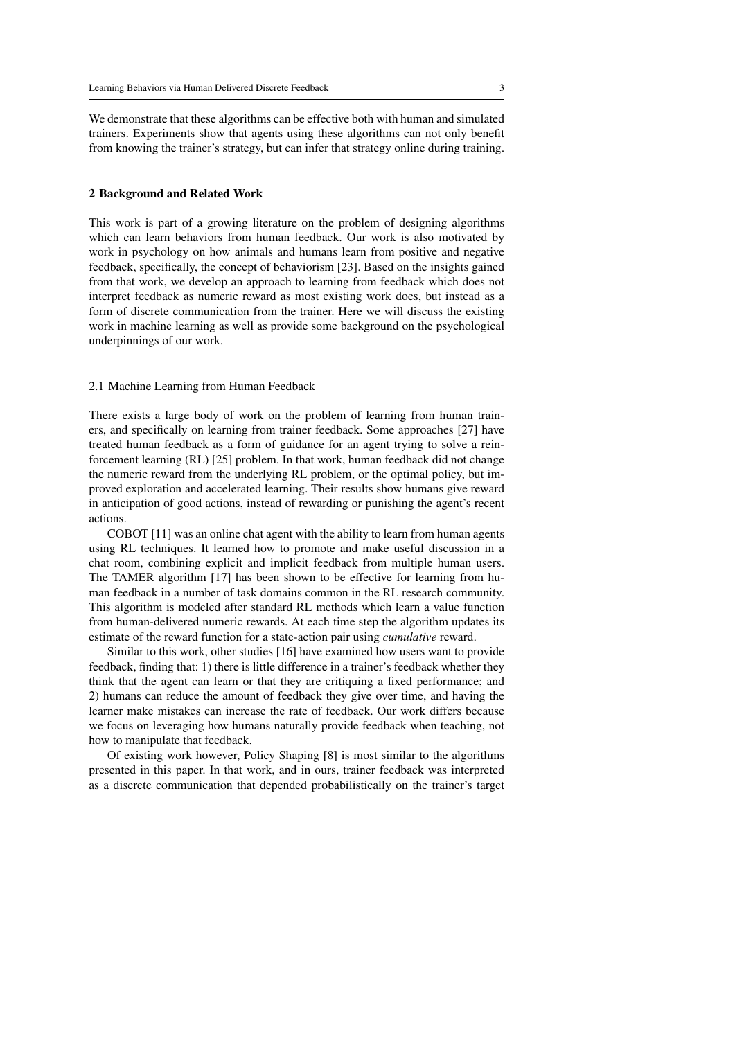We demonstrate that these algorithms can be effective both with human and simulated trainers. Experiments show that agents using these algorithms can not only benefit from knowing the trainer's strategy, but can infer that strategy online during training.

## 2 Background and Related Work

This work is part of a growing literature on the problem of designing algorithms which can learn behaviors from human feedback. Our work is also motivated by work in psychology on how animals and humans learn from positive and negative feedback, specifically, the concept of behaviorism [23]. Based on the insights gained from that work, we develop an approach to learning from feedback which does not interpret feedback as numeric reward as most existing work does, but instead as a form of discrete communication from the trainer. Here we will discuss the existing work in machine learning as well as provide some background on the psychological underpinnings of our work.

### 2.1 Machine Learning from Human Feedback

There exists a large body of work on the problem of learning from human trainers, and specifically on learning from trainer feedback. Some approaches [27] have treated human feedback as a form of guidance for an agent trying to solve a reinforcement learning (RL) [25] problem. In that work, human feedback did not change the numeric reward from the underlying RL problem, or the optimal policy, but improved exploration and accelerated learning. Their results show humans give reward in anticipation of good actions, instead of rewarding or punishing the agent's recent actions.

COBOT [11] was an online chat agent with the ability to learn from human agents using RL techniques. It learned how to promote and make useful discussion in a chat room, combining explicit and implicit feedback from multiple human users. The TAMER algorithm [17] has been shown to be effective for learning from human feedback in a number of task domains common in the RL research community. This algorithm is modeled after standard RL methods which learn a value function from human-delivered numeric rewards. At each time step the algorithm updates its estimate of the reward function for a state-action pair using *cumulative* reward.

Similar to this work, other studies [16] have examined how users want to provide feedback, finding that: 1) there is little difference in a trainer's feedback whether they think that the agent can learn or that they are critiquing a fixed performance; and 2) humans can reduce the amount of feedback they give over time, and having the learner make mistakes can increase the rate of feedback. Our work differs because we focus on leveraging how humans naturally provide feedback when teaching, not how to manipulate that feedback.

Of existing work however, Policy Shaping [8] is most similar to the algorithms presented in this paper. In that work, and in ours, trainer feedback was interpreted as a discrete communication that depended probabilistically on the trainer's target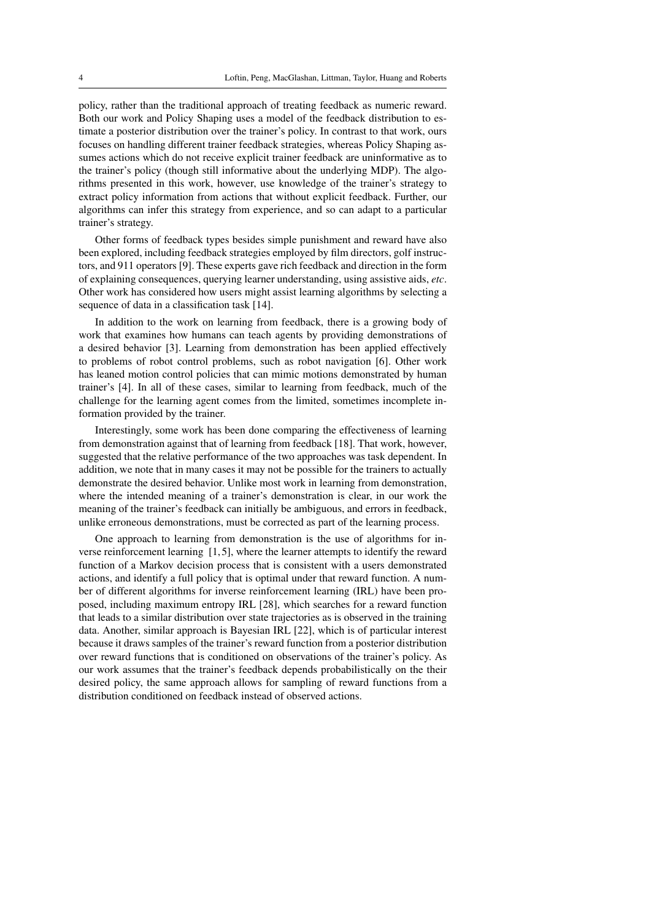policy, rather than the traditional approach of treating feedback as numeric reward. Both our work and Policy Shaping uses a model of the feedback distribution to estimate a posterior distribution over the trainer's policy. In contrast to that work, ours focuses on handling different trainer feedback strategies, whereas Policy Shaping assumes actions which do not receive explicit trainer feedback are uninformative as to the trainer's policy (though still informative about the underlying MDP). The algorithms presented in this work, however, use knowledge of the trainer's strategy to extract policy information from actions that without explicit feedback. Further, our algorithms can infer this strategy from experience, and so can adapt to a particular trainer's strategy.

Other forms of feedback types besides simple punishment and reward have also been explored, including feedback strategies employed by film directors, golf instructors, and 911 operators [9]. These experts gave rich feedback and direction in the form of explaining consequences, querying learner understanding, using assistive aids, *etc*. Other work has considered how users might assist learning algorithms by selecting a sequence of data in a classification task [14].

In addition to the work on learning from feedback, there is a growing body of work that examines how humans can teach agents by providing demonstrations of a desired behavior [3]. Learning from demonstration has been applied effectively to problems of robot control problems, such as robot navigation [6]. Other work has leaned motion control policies that can mimic motions demonstrated by human trainer's [4]. In all of these cases, similar to learning from feedback, much of the challenge for the learning agent comes from the limited, sometimes incomplete information provided by the trainer.

Interestingly, some work has been done comparing the effectiveness of learning from demonstration against that of learning from feedback [18]. That work, however, suggested that the relative performance of the two approaches was task dependent. In addition, we note that in many cases it may not be possible for the trainers to actually demonstrate the desired behavior. Unlike most work in learning from demonstration, where the intended meaning of a trainer's demonstration is clear, in our work the meaning of the trainer's feedback can initially be ambiguous, and errors in feedback, unlike erroneous demonstrations, must be corrected as part of the learning process.

One approach to learning from demonstration is the use of algorithms for inverse reinforcement learning [1,5], where the learner attempts to identify the reward function of a Markov decision process that is consistent with a users demonstrated actions, and identify a full policy that is optimal under that reward function. A number of different algorithms for inverse reinforcement learning (IRL) have been proposed, including maximum entropy IRL [28], which searches for a reward function that leads to a similar distribution over state trajectories as is observed in the training data. Another, similar approach is Bayesian IRL [22], which is of particular interest because it draws samples of the trainer's reward function from a posterior distribution over reward functions that is conditioned on observations of the trainer's policy. As our work assumes that the trainer's feedback depends probabilistically on the their desired policy, the same approach allows for sampling of reward functions from a distribution conditioned on feedback instead of observed actions.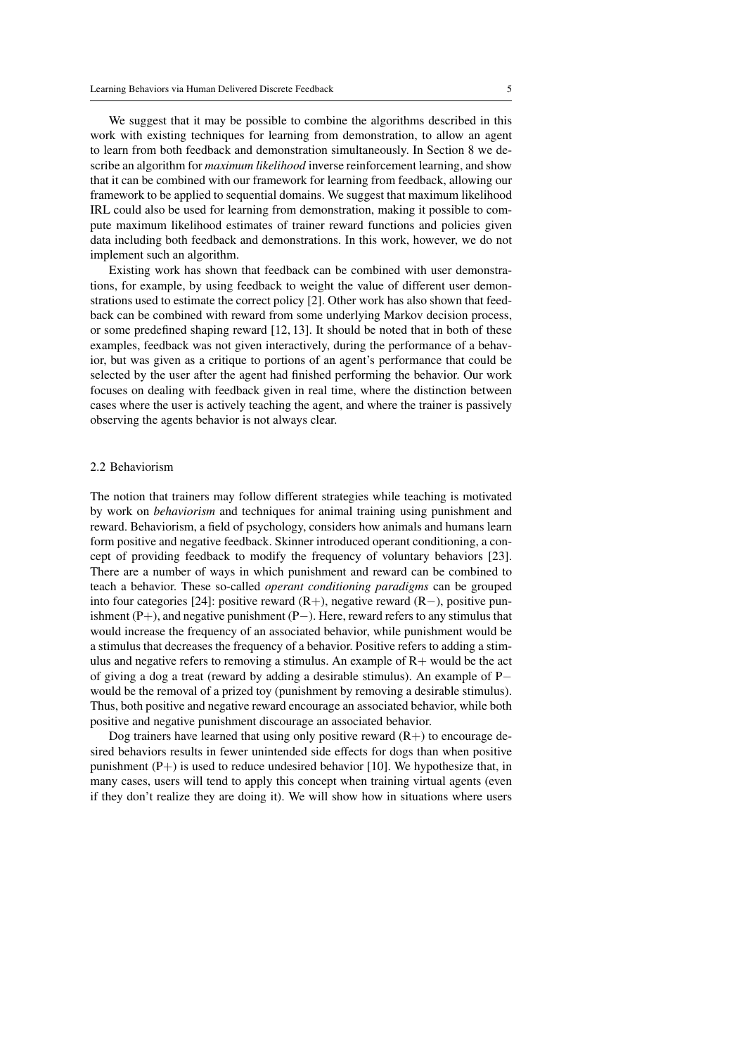We suggest that it may be possible to combine the algorithms described in this work with existing techniques for learning from demonstration, to allow an agent to learn from both feedback and demonstration simultaneously. In Section 8 we describe an algorithm for *maximum likelihood* inverse reinforcement learning, and show that it can be combined with our framework for learning from feedback, allowing our framework to be applied to sequential domains. We suggest that maximum likelihood IRL could also be used for learning from demonstration, making it possible to compute maximum likelihood estimates of trainer reward functions and policies given data including both feedback and demonstrations. In this work, however, we do not implement such an algorithm.

Existing work has shown that feedback can be combined with user demonstrations, for example, by using feedback to weight the value of different user demonstrations used to estimate the correct policy [2]. Other work has also shown that feedback can be combined with reward from some underlying Markov decision process, or some predefined shaping reward [12, 13]. It should be noted that in both of these examples, feedback was not given interactively, during the performance of a behavior, but was given as a critique to portions of an agent's performance that could be selected by the user after the agent had finished performing the behavior. Our work focuses on dealing with feedback given in real time, where the distinction between cases where the user is actively teaching the agent, and where the trainer is passively observing the agents behavior is not always clear.

### 2.2 Behaviorism

The notion that trainers may follow different strategies while teaching is motivated by work on *behaviorism* and techniques for animal training using punishment and reward. Behaviorism, a field of psychology, considers how animals and humans learn form positive and negative feedback. Skinner introduced operant conditioning, a concept of providing feedback to modify the frequency of voluntary behaviors [23]. There are a number of ways in which punishment and reward can be combined to teach a behavior. These so-called *operant conditioning paradigms* can be grouped into four categories [24]: positive reward (R+), negative reward (R−), positive punishment (P+), and negative punishment (P−). Here, reward refers to any stimulus that would increase the frequency of an associated behavior, while punishment would be a stimulus that decreases the frequency of a behavior. Positive refers to adding a stimulus and negative refers to removing a stimulus. An example of R+ would be the act of giving a dog a treat (reward by adding a desirable stimulus). An example of P− would be the removal of a prized toy (punishment by removing a desirable stimulus). Thus, both positive and negative reward encourage an associated behavior, while both positive and negative punishment discourage an associated behavior.

Dog trainers have learned that using only positive reward (R+) to encourage desired behaviors results in fewer unintended side effects for dogs than when positive punishment (P+) is used to reduce undesired behavior [10]. We hypothesize that, in many cases, users will tend to apply this concept when training virtual agents (even if they don't realize they are doing it). We will show how in situations where users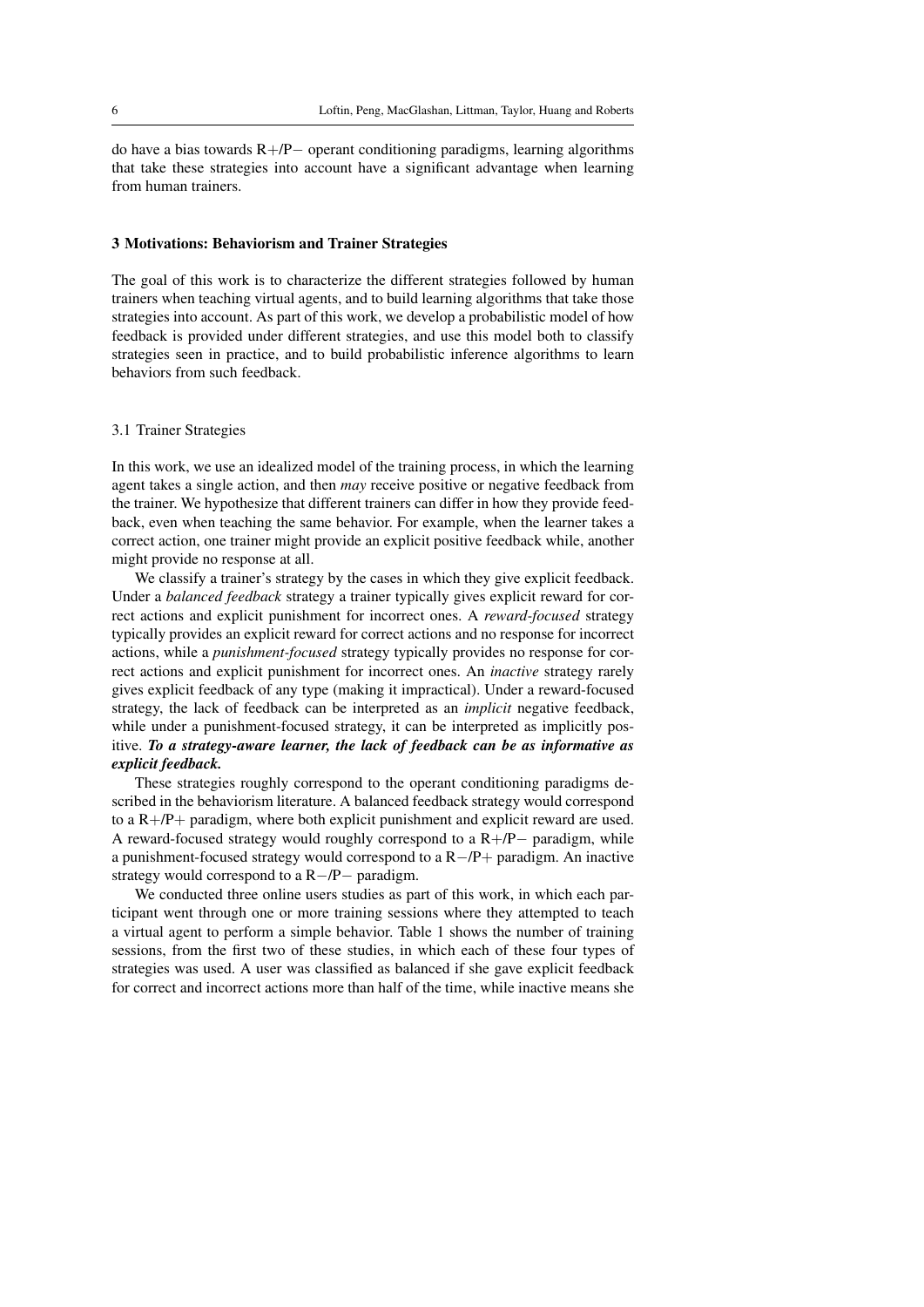do have a bias towards R+/P− operant conditioning paradigms, learning algorithms that take these strategies into account have a significant advantage when learning from human trainers.

## 3 Motivations: Behaviorism and Trainer Strategies

The goal of this work is to characterize the different strategies followed by human trainers when teaching virtual agents, and to build learning algorithms that take those strategies into account. As part of this work, we develop a probabilistic model of how feedback is provided under different strategies, and use this model both to classify strategies seen in practice, and to build probabilistic inference algorithms to learn behaviors from such feedback.

### 3.1 Trainer Strategies

In this work, we use an idealized model of the training process, in which the learning agent takes a single action, and then *may* receive positive or negative feedback from the trainer. We hypothesize that different trainers can differ in how they provide feedback, even when teaching the same behavior. For example, when the learner takes a correct action, one trainer might provide an explicit positive feedback while, another might provide no response at all.

We classify a trainer's strategy by the cases in which they give explicit feedback. Under a *balanced feedback* strategy a trainer typically gives explicit reward for correct actions and explicit punishment for incorrect ones. A *reward-focused* strategy typically provides an explicit reward for correct actions and no response for incorrect actions, while a *punishment-focused* strategy typically provides no response for correct actions and explicit punishment for incorrect ones. An *inactive* strategy rarely gives explicit feedback of any type (making it impractical). Under a reward-focused strategy, the lack of feedback can be interpreted as an *implicit* negative feedback, while under a punishment-focused strategy, it can be interpreted as implicitly positive. ***To a strategy-aware learner, the lack of feedback can be as informative as explicit feedback.***

These strategies roughly correspond to the operant conditioning paradigms described in the behaviorism literature. A balanced feedback strategy would correspond to a R+/P+ paradigm, where both explicit punishment and explicit reward are used. A reward-focused strategy would roughly correspond to a R+/P− paradigm, while a punishment-focused strategy would correspond to a R−/P+ paradigm. An inactive strategy would correspond to a R−/P− paradigm.

We conducted three online users studies as part of this work, in which each participant went through one or more training sessions where they attempted to teach a virtual agent to perform a simple behavior. Table 1 shows the number of training sessions, from the first two of these studies, in which each of these four types of strategies was used. A user was classified as balanced if she gave explicit feedback for correct and incorrect actions more than half of the time, while inactive means she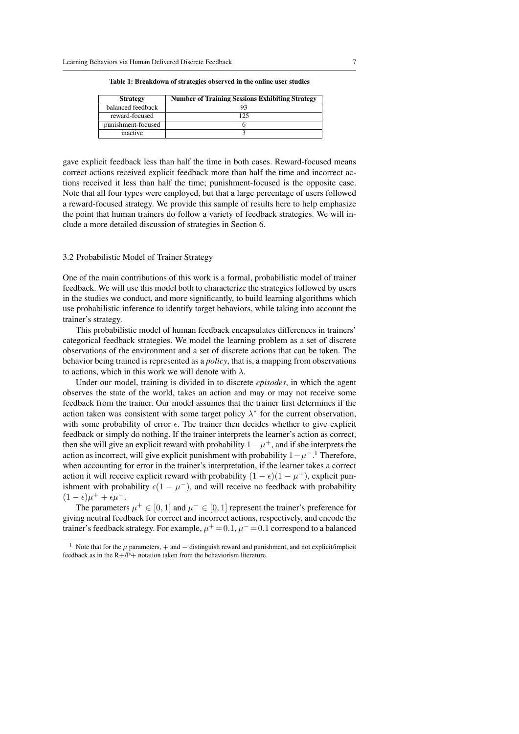**Table 1: Breakdown of strategies observed in the online user studies**

| Strategy | Number of Training Sessions Exhibiting Strategy |
| --- | --- |
| balanced feedback | 93 |
| reward-focused | 125 |
| punishment-focused | 6 |
| inactive | 3 |

gave explicit feedback less than half the time in both cases. Reward-focused means correct actions received explicit feedback more than half the time and incorrect actions received it less than half the time; punishment-focused is the opposite case. Note that all four types were employed, but that a large percentage of users followed a reward-focused strategy. We provide this sample of results here to help emphasize the point that human trainers do follow a variety of feedback strategies. We will include a more detailed discussion of strategies in Section 6.

### 3.2 Probabilistic Model of Trainer Strategy

One of the main contributions of this work is a formal, probabilistic model of trainer feedback. We will use this model both to characterize the strategies followed by users in the studies we conduct, and more significantly, to build learning algorithms which use probabilistic inference to identify target behaviors, while taking into account the trainer's strategy.

This probabilistic model of human feedback encapsulates differences in trainers' categorical feedback strategies. We model the learning problem as a set of discrete observations of the environment and a set of discrete actions that can be taken. The behavior being trained is represented as a *policy*, that is, a mapping from observations to actions, which in this work we will denote with $\lambda$.

Under our model, training is divided in to discrete *episodes*, in which the agent observes the state of the world, takes an action and may or may not receive some feedback from the trainer. Our model assumes that the trainer first determines if the action taken was consistent with some target policy $\lambda^*$ for the current observation, with some probability of error $\epsilon$. The trainer then decides whether to give explicit feedback or simply do nothing. If the trainer interprets the learner's action as correct, then she will give an explicit reward with probability $1-\mu^+$, and if she interprets the action as incorrect, will give explicit punishment with probability $1-\mu^-$.[1] Therefore, when accounting for error in the trainer's interpretation, if the learner takes a correct action it will receive explicit reward with probability $(1-\epsilon)(1-\mu^+)$, explicit punishment with probability $\epsilon(1-\mu^-)$, and will receive no feedback with probability $(1-\epsilon)\mu^+ + \epsilon\mu^-$.

The parameters $\mu^+ \in [0,1]$ and $\mu^- \in [0,1]$ represent the trainer's preference for giving neutral feedback for correct and incorrect actions, respectively, and encode the trainer's feedback strategy. For example, $\mu^+ = 0.1$, $\mu^- = 0.1$ correspond to a balanced

[1] Note that for the $\mu$ parameters, $+$ and $-$ distinguish reward and punishment, and not explicit/implicit feedback as in the R+/P+ notation taken from the behaviorism literature.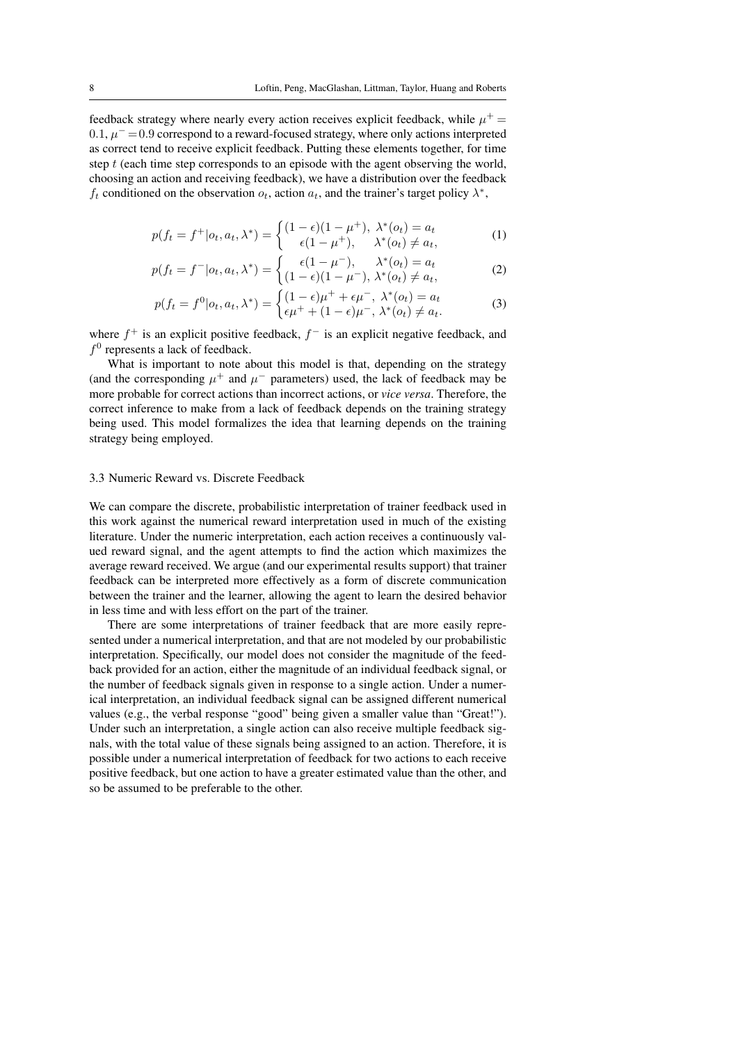feedback strategy where nearly every action receives explicit feedback, while $\mu^+ = 0.1, \mu^- = 0.9$ correspond to a reward-focused strategy, where only actions interpreted as correct tend to receive explicit feedback. Putting these elements together, for time step $t$ (each time step corresponds to an episode with the agent observing the world, choosing an action and receiving feedback), we have a distribution over the feedback $f_t$ conditioned on the observation $o_t$, action $a_t$, and the trainer's target policy $\lambda^*$,

$$p(f_t = f^+ | o_t, a_t, \lambda^*) = \begin{cases} (1-\epsilon)(1-\mu^+), & \lambda^*(o_t) = a_t \\ \epsilon(1-\mu^+), & \lambda^*(o_t) \neq a_t, \end{cases} \tag{1}$$

$$p(f_t = f^- | o_t, a_t, \lambda^*) = \begin{cases} \epsilon(1-\mu^-), & \lambda^*(o_t) = a_t \\ (1-\epsilon)(1-\mu^-), & \lambda^*(o_t) \neq a_t, \end{cases} \tag{2}$$

$$p(f_t = f^0 | o_t, a_t, \lambda^*) = \begin{cases} (1-\epsilon)\mu^+ + \epsilon\mu^-, & \lambda^*(o_t) = a_t \\ \epsilon\mu^+ + (1-\epsilon)\mu^-, & \lambda^*(o_t) \neq a_t. \end{cases} \tag{3}$$

where $f^+$ is an explicit positive feedback, $f^-$ is an explicit negative feedback, and $f^0$ represents a lack of feedback.

What is important to note about this model is that, depending on the strategy (and the corresponding $\mu^+$ and $\mu^-$ parameters) used, the lack of feedback may be more probable for correct actions than incorrect actions, or *vice versa*. Therefore, the correct inference to make from a lack of feedback depends on the training strategy being used. This model formalizes the idea that learning depends on the training strategy being employed.

### 3.3 Numeric Reward vs. Discrete Feedback

We can compare the discrete, probabilistic interpretation of trainer feedback used in this work against the numerical reward interpretation used in much of the existing literature. Under the numeric interpretation, each action receives a continuously valued reward signal, and the agent attempts to find the action which maximizes the average reward received. We argue (and our experimental results support) that trainer feedback can be interpreted more effectively as a form of discrete communication between the trainer and the learner, allowing the agent to learn the desired behavior in less time and with less effort on the part of the trainer.

There are some interpretations of trainer feedback that are more easily represented under a numerical interpretation, and that are not modeled by our probabilistic interpretation. Specifically, our model does not consider the magnitude of the feedback provided for an action, either the magnitude of an individual feedback signal, or the number of feedback signals given in response to a single action. Under a numerical interpretation, an individual feedback signal can be assigned different numerical values (e.g., the verbal response "good" being given a smaller value than "Great!"). Under such an interpretation, a single action can also receive multiple feedback signals, with the total value of these signals being assigned to an action. Therefore, it is possible under a numerical interpretation of feedback for two actions to each receive positive feedback, but one action to have a greater estimated value than the other, and so be assumed to be preferable to the other.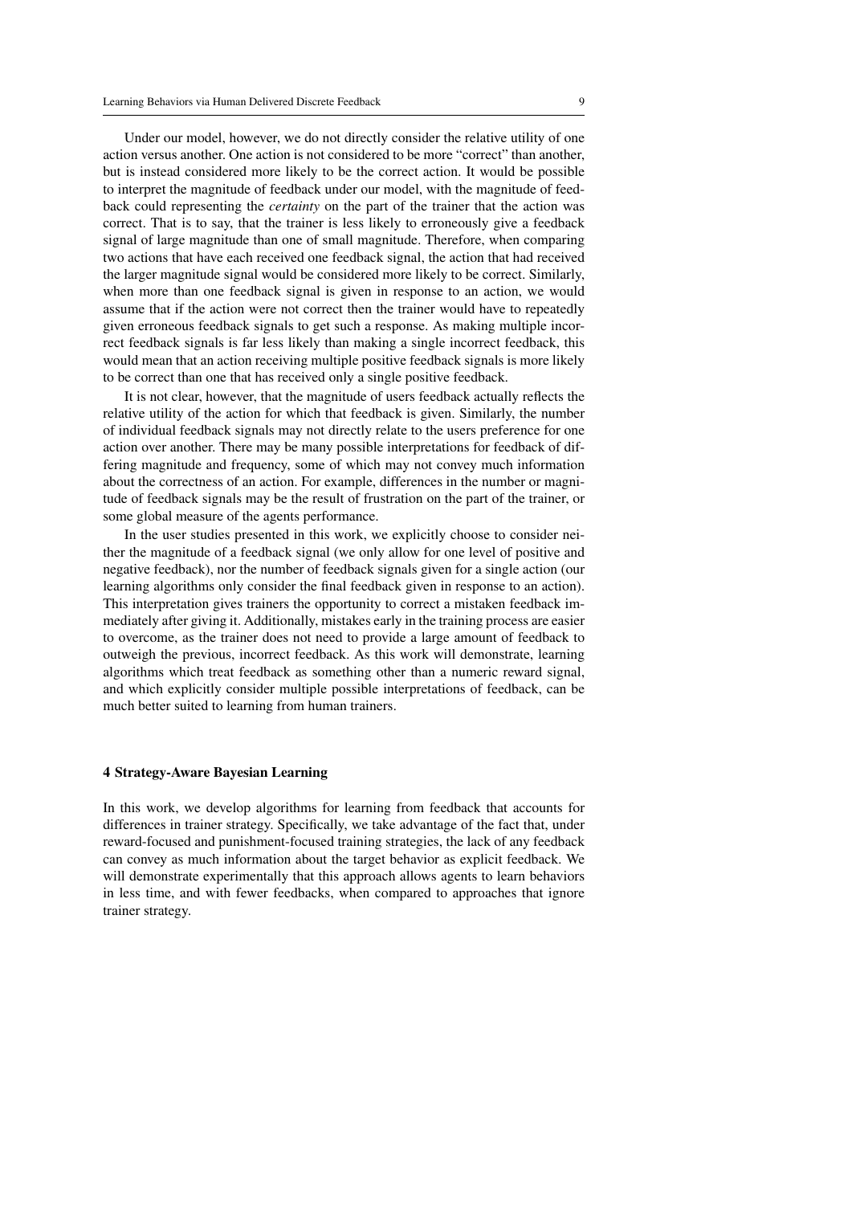Under our model, however, we do not directly consider the relative utility of one action versus another. One action is not considered to be more "correct" than another, but is instead considered more likely to be the correct action. It would be possible to interpret the magnitude of feedback under our model, with the magnitude of feedback could representing the *certainty* on the part of the trainer that the action was correct. That is to say, that the trainer is less likely to erroneously give a feedback signal of large magnitude than one of small magnitude. Therefore, when comparing two actions that have each received one feedback signal, the action that had received the larger magnitude signal would be considered more likely to be correct. Similarly, when more than one feedback signal is given in response to an action, we would assume that if the action were not correct then the trainer would have to repeatedly given erroneous feedback signals to get such a response. As making multiple incorrect feedback signals is far less likely than making a single incorrect feedback, this would mean that an action receiving multiple positive feedback signals is more likely to be correct than one that has received only a single positive feedback.

It is not clear, however, that the magnitude of users feedback actually reflects the relative utility of the action for which that feedback is given. Similarly, the number of individual feedback signals may not directly relate to the users preference for one action over another. There may be many possible interpretations for feedback of differing magnitude and frequency, some of which may not convey much information about the correctness of an action. For example, differences in the number or magnitude of feedback signals may be the result of frustration on the part of the trainer, or some global measure of the agents performance.

In the user studies presented in this work, we explicitly choose to consider neither the magnitude of a feedback signal (we only allow for one level of positive and negative feedback), nor the number of feedback signals given for a single action (our learning algorithms only consider the final feedback given in response to an action). This interpretation gives trainers the opportunity to correct a mistaken feedback immediately after giving it. Additionally, mistakes early in the training process are easier to overcome, as the trainer does not need to provide a large amount of feedback to outweigh the previous, incorrect feedback. As this work will demonstrate, learning algorithms which treat feedback as something other than a numeric reward signal, and which explicitly consider multiple possible interpretations of feedback, can be much better suited to learning from human trainers.

## 4 Strategy-Aware Bayesian Learning

In this work, we develop algorithms for learning from feedback that accounts for differences in trainer strategy. Specifically, we take advantage of the fact that, under reward-focused and punishment-focused training strategies, the lack of any feedback can convey as much information about the target behavior as explicit feedback. We will demonstrate experimentally that this approach allows agents to learn behaviors in less time, and with fewer feedbacks, when compared to approaches that ignore trainer strategy.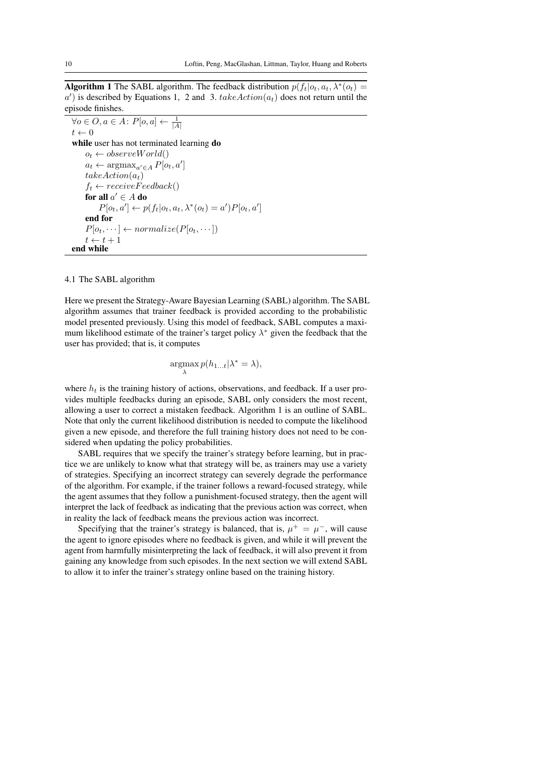**Algorithm 1** The SABL algorithm. The feedback distribution $p(f_t|o_t, a_t, \lambda^*(o_t) = a')$ is described by Equations 1, 2 and 3. $takeAction(a_t)$ does not return until the episode finishes.

```
∀o ∈ O, a ∈ A: P[o, a] ← 1/|A|
t ← 0
while user has not terminated learning do
    o_t ← observeWorld()
    a_t ← argmax_{a' ∈ A} P[o_t, a']
    takeAction(a_t)
    f_t ← receiveFeedback()
    for all a' ∈ A do
        P[o_t, a'] ← p(f_t | o_t, a_t, λ*(o_t) = a') P[o_t, a']
    end for
    P[o_t, ···] ← normalize(P[o_t, ···])
    t ← t + 1
end while
```

### 4.1 The SABL algorithm

Here we present the Strategy-Aware Bayesian Learning (SABL) algorithm. The SABL algorithm assumes that trainer feedback is provided according to the probabilistic model presented previously. Using this model of feedback, SABL computes a maximum likelihood estimate of the trainer's target policy $\lambda^*$ given the feedback that the user has provided; that is, it computes

$$\operatorname*{argmax}_{\lambda} p(h_{1\ldots t}|\lambda^* = \lambda),$$

where $h_t$ is the training history of actions, observations, and feedback. If a user provides multiple feedbacks during an episode, SABL only considers the most recent, allowing a user to correct a mistaken feedback. Algorithm 1 is an outline of SABL. Note that only the current likelihood distribution is needed to compute the likelihood given a new episode, and therefore the full training history does not need to be considered when updating the policy probabilities.

SABL requires that we specify the trainer's strategy before learning, but in practice we are unlikely to know what that strategy will be, as trainers may use a variety of strategies. Specifying an incorrect strategy can severely degrade the performance of the algorithm. For example, if the trainer follows a reward-focused strategy, while the agent assumes that they follow a punishment-focused strategy, then the agent will interpret the lack of feedback as indicating that the previous action was correct, when in reality the lack of feedback means the previous action was incorrect.

Specifying that the trainer's strategy is balanced, that is, $\mu^+ = \mu^-$, will cause the agent to ignore episodes where no feedback is given, and while it will prevent the agent from harmfully misinterpreting the lack of feedback, it will also prevent it from gaining any knowledge from such episodes. In the next section we will extend SABL to allow it to infer the trainer's strategy online based on the training history.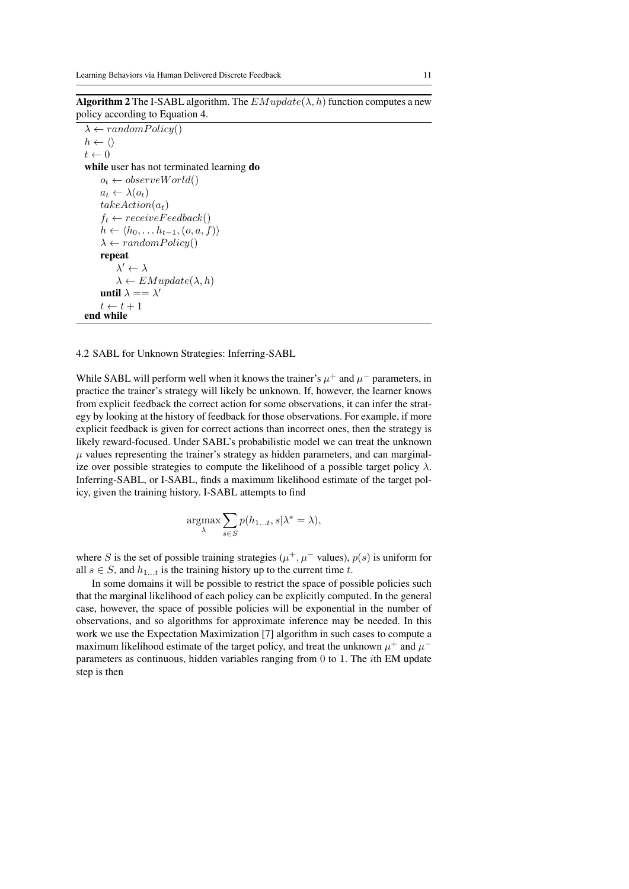**Algorithm 2** The I-SABL algorithm. The $EMupdate(\lambda, h)$ function computes a new policy according to Equation 4.

```
λ ← randomPolicy()
h ← ⟨⟩
t ← 0
while user has not terminated learning do
    o_t ← observeWorld()
    a_t ← λ(o_t)
    takeAction(a_t)
    f_t ← receiveFeedback()
    h ← ⟨h_0, ... h_{t−1}, (o, a, f)⟩
    λ ← randomPolicy()
    repeat
        λ' ← λ
        λ ← EMupdate(λ, h)
    until λ == λ'
    t ← t + 1
end while
```

### 4.2 SABL for Unknown Strategies: Inferring-SABL

While SABL will perform well when it knows the trainer's $\mu^+$ and $\mu^-$ parameters, in practice the trainer's strategy will likely be unknown. If, however, the learner knows from explicit feedback the correct action for some observations, it can infer the strategy by looking at the history of feedback for those observations. For example, if more explicit feedback is given for correct actions than incorrect ones, then the strategy is likely reward-focused. Under SABL's probabilistic model we can treat the unknown $\mu$ values representing the trainer's strategy as hidden parameters, and can marginalize over possible strategies to compute the likelihood of a possible target policy $\lambda$. Inferring-SABL, or I-SABL, finds a maximum likelihood estimate of the target policy, given the training history. I-SABL attempts to find

$$\underset{\lambda}{\operatorname{argmax}} \sum_{s \in S} p(h_{1 \dots t}, s | \lambda^* = \lambda),$$

where $S$ is the set of possible training strategies ($\mu^+, \mu^-$ values), $p(s)$ is uniform for all $s \in S$, and $h_{1 \dots t}$ is the training history up to the current time $t$.

In some domains it will be possible to restrict the space of possible policies such that the marginal likelihood of each policy can be explicitly computed. In the general case, however, the space of possible policies will be exponential in the number of observations, and so algorithms for approximate inference may be needed. In this work we use the Expectation Maximization [7] algorithm in such cases to compute a maximum likelihood estimate of the target policy, and treat the unknown $\mu^+$ and $\mu^-$ parameters as continuous, hidden variables ranging from 0 to 1. The $i$th EM update step is then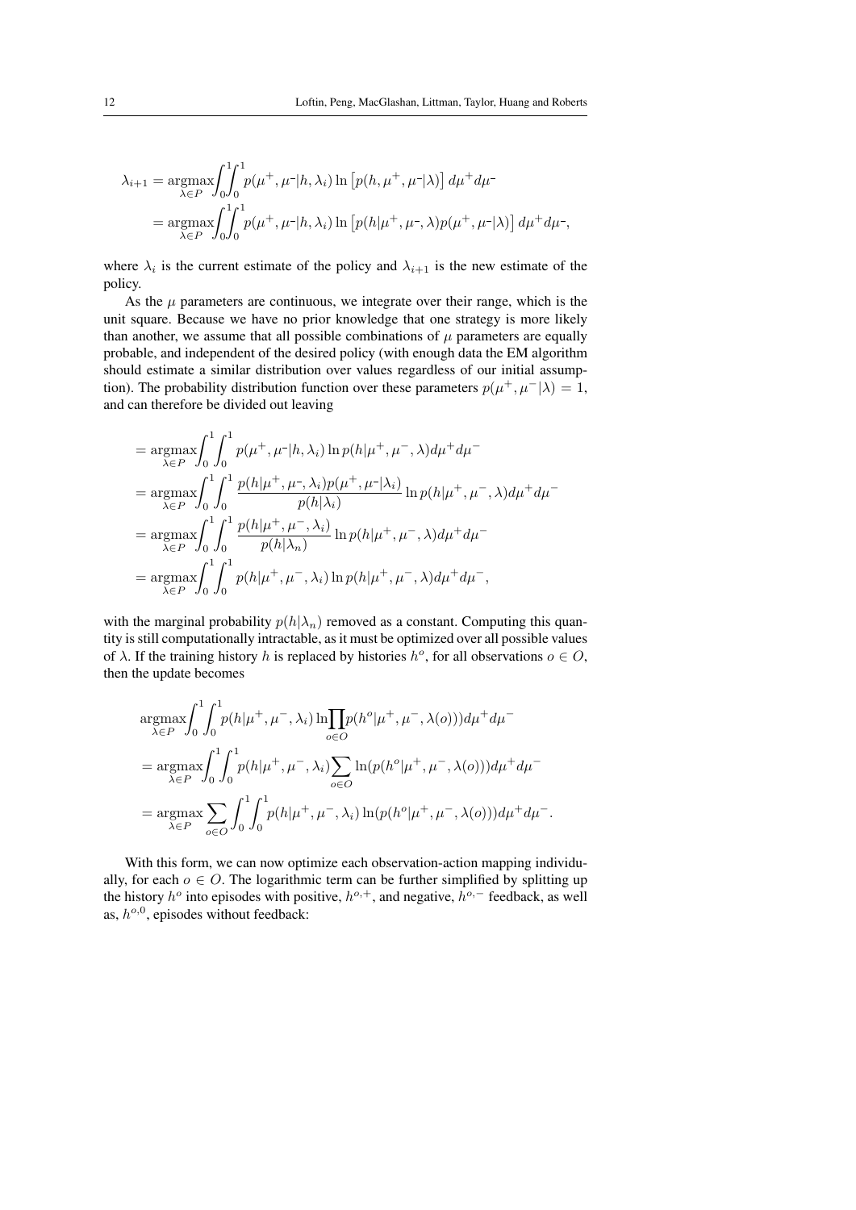$$
\begin{aligned}
\lambda_{i+1} &= \underset{\lambda \in P}{\operatorname{argmax}} \int_0^1 \int_0^1 p(\mu^+, \mu^- | h, \lambda_i) \ln \left[ p(h, \mu^+, \mu^- | \lambda) \right] d\mu^+ d\mu^- \\
&= \underset{\lambda \in P}{\operatorname{argmax}} \int_0^1 \int_0^1 p(\mu^+, \mu^- | h, \lambda_i) \ln \left[ p(h | \mu^+, \mu^-, \lambda) p(\mu^+, \mu^- | \lambda) \right] d\mu^+ d\mu^-,
\end{aligned}
$$

where $\lambda_i$ is the current estimate of the policy and $\lambda_{i+1}$ is the new estimate of the policy.

As the $\mu$ parameters are continuous, we integrate over their range, which is the unit square. Because we have no prior knowledge that one strategy is more likely than another, we assume that all possible combinations of $\mu$ parameters are equally probable, and independent of the desired policy (with enough data the EM algorithm should estimate a similar distribution over values regardless of our initial assumption). The probability distribution function over these parameters $p(\mu^+, \mu^- | \lambda) = 1$, and can therefore be divided out leaving

$$
\begin{aligned}
&= \underset{\lambda \in P}{\operatorname{argmax}} \int_0^1 \int_0^1 p(\mu^+, \mu^- | h, \lambda_i) \ln p(h | \mu^+, \mu^-, \lambda) d\mu^+ d\mu^- \\
&= \underset{\lambda \in P}{\operatorname{argmax}} \int_0^1 \int_0^1 \frac{p(h | \mu^+, \mu^-, \lambda_i) p(\mu^+, \mu^- | \lambda_i)}{p(h | \lambda_i)} \ln p(h | \mu^+, \mu^-, \lambda) d\mu^+ d\mu^- \\
&= \underset{\lambda \in P}{\operatorname{argmax}} \int_0^1 \int_0^1 \frac{p(h | \mu^+, \mu^-, \lambda_i)}{p(h | \lambda_n)} \ln p(h | \mu^+, \mu^-, \lambda) d\mu^+ d\mu^- \\
&= \underset{\lambda \in P}{\operatorname{argmax}} \int_0^1 \int_0^1 p(h | \mu^+, \mu^-, \lambda_i) \ln p(h | \mu^+, \mu^-, \lambda) d\mu^+ d\mu^-,
\end{aligned}
$$

with the marginal probability $p(h | \lambda_n)$ removed as a constant. Computing this quantity is still computationally intractable, as it must be optimized over all possible values of $\lambda$. If the training history $h$ is replaced by histories $h^o$, for all observations $o \in O$, then the update becomes

$$
\begin{aligned}
&\underset{\lambda \in P}{\operatorname{argmax}} \int_0^1 \int_0^1 p(h | \mu^+, \mu^-, \lambda_i) \ln \prod_{o \in O} p(h^o | \mu^+, \mu^-, \lambda(o))) d\mu^+ d\mu^- \\
&= \underset{\lambda \in P}{\operatorname{argmax}} \int_0^1 \int_0^1 p(h | \mu^+, \mu^-, \lambda_i) \sum_{o \in O} \ln(p(h^o | \mu^+, \mu^-, \lambda(o))) d\mu^+ d\mu^- \\
&= \underset{\lambda \in P}{\operatorname{argmax}} \sum_{o \in O} \int_0^1 \int_0^1 p(h | \mu^+, \mu^-, \lambda_i) \ln(p(h^o | \mu^+, \mu^-, \lambda(o))) d\mu^+ d\mu^-.
\end{aligned}
$$

With this form, we can now optimize each observation-action mapping individually, for each $o \in O$. The logarithmic term can be further simplified by splitting up the history $h^o$ into episodes with positive, $h^{o,+}$, and negative, $h^{o,-}$ feedback, as well as, $h^{o,0}$, episodes without feedback: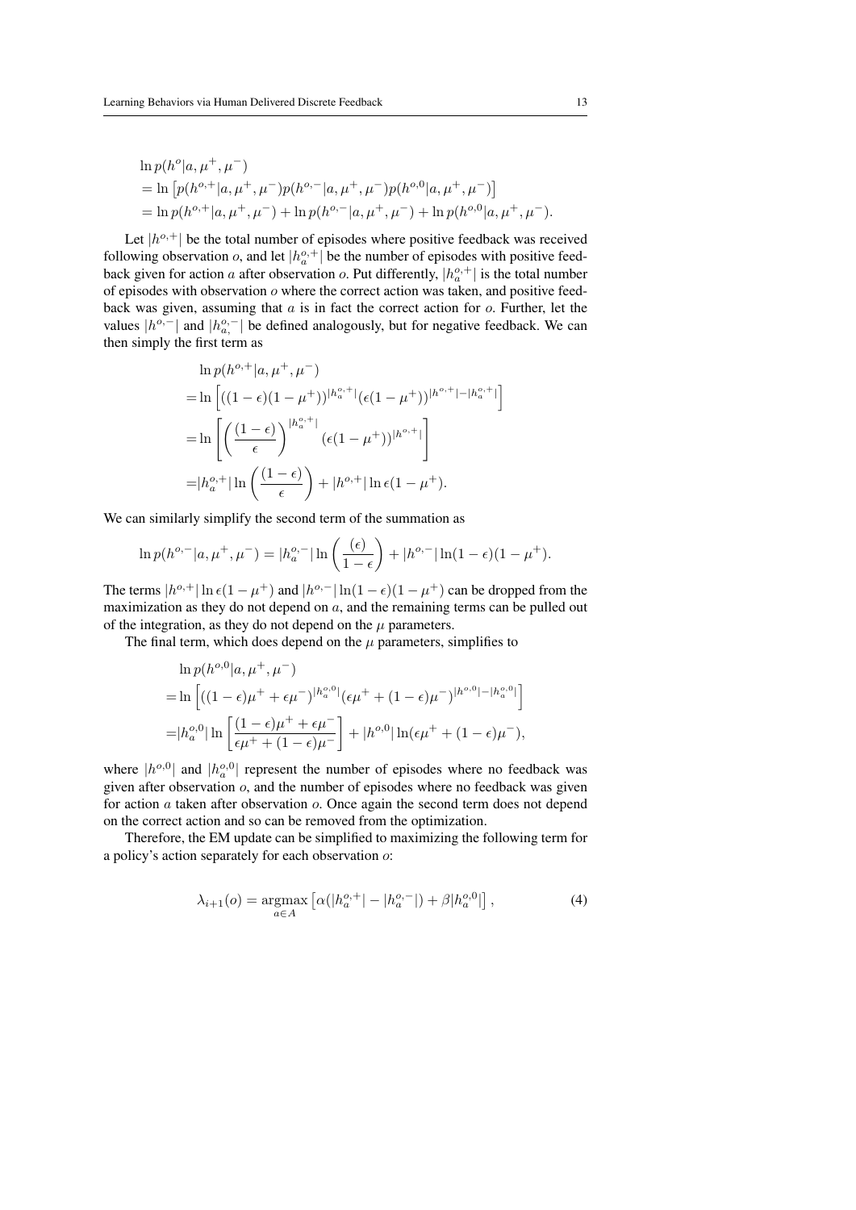$$
\begin{aligned}
&\ln p(h^o|a, \mu^+, \mu^-) \\
&= \ln \left[ p(h^{o,+}|a, \mu^+, \mu^-) p(h^{o,-}|a, \mu^+, \mu^-) p(h^{o,0}|a, \mu^+, \mu^-) \right] \\
&= \ln p(h^{o,+}|a, \mu^+, \mu^-) + \ln p(h^{o,-}|a, \mu^+, \mu^-) + \ln p(h^{o,0}|a, \mu^+, \mu^-).
\end{aligned}
$$

Let $|h^{o,+}|$ be the total number of episodes where positive feedback was received following observation $o$, and let $|h_a^{o,+}|$ be the number of episodes with positive feedback given for action $a$ after observation $o$. Put differently, $|h_a^{o,+}|$ is the total number of episodes with observation $o$ where the correct action was taken, and positive feedback was given, assuming that $a$ is in fact the correct action for $o$. Further, let the values $|h^{o,-}|$ and $|h_{a,}^{o,-}|$ be defined analogously, but for negative feedback. We can then simply the first term as

$$
\begin{aligned}
&\ln p(h^{o,+}|a, \mu^+, \mu^-) \\
&= \ln \left[ ((1-\epsilon)(1-\mu^+))^{|h_a^{o,+}|} (\epsilon(1-\mu^+))^{|h^{o,+}|-|h_a^{o,+}|} \right] \\
&= \ln \left[ \left( \frac{(1-\epsilon)}{\epsilon} \right)^{|h_a^{o,+}|} (\epsilon(1-\mu^+))^{|h^{o,+}|} \right] \\
&= |h_a^{o,+}| \ln \left( \frac{(1-\epsilon)}{\epsilon} \right) + |h^{o,+}| \ln \epsilon(1-\mu^+).
\end{aligned}
$$

We can similarly simplify the second term of the summation as

$$
\ln p(h^{o,-}|a, \mu^+, \mu^-) = |h_a^{o,-}| \ln \left( \frac{(\epsilon)}{1-\epsilon} \right) + |h^{o,-}| \ln(1-\epsilon)(1-\mu^+).
$$

The terms $|h^{o,+}| \ln \epsilon(1-\mu^+)$ and $|h^{o,-}| \ln(1-\epsilon)(1-\mu^+)$ can be dropped from the maximization as they do not depend on $a$, and the remaining terms can be pulled out of the integration, as they do not depend on the $\mu$ parameters.

The final term, which does depend on the $\mu$ parameters, simplifies to

$$
\begin{aligned}
&\ln p(h^{o,0}|a, \mu^+, \mu^-) \\
&= \ln \left[ ((1-\epsilon)\mu^+ + \epsilon\mu^-)^{|h_a^{o,0}|} (\epsilon\mu^+ + (1-\epsilon)\mu^-)^{|h^{o,0}|-|h_a^{o,0}|} \right] \\
&= |h_a^{o,0}| \ln \left[ \frac{(1-\epsilon)\mu^+ + \epsilon\mu^-}{\epsilon\mu^+ + (1-\epsilon)\mu^-} \right] + |h^{o,0}| \ln(\epsilon\mu^+ + (1-\epsilon)\mu^-),
\end{aligned}
$$

where $|h^{o,0}|$ and $|h_a^{o,0}|$ represent the number of episodes where no feedback was given after observation $o$, and the number of episodes where no feedback was given for action $a$ taken after observation $o$. Once again the second term does not depend on the correct action and so can be removed from the optimization.

Therefore, the EM update can be simplified to maximizing the following term for a policy's action separately for each observation $o$:

$$
\lambda_{i+1}(o) = \operatorname*{argmax}_{a \in A} \left[ \alpha(|h_a^{o,+}| - |h_a^{o,-}|) + \beta |h_a^{o,0}| \right], \tag{4}
$$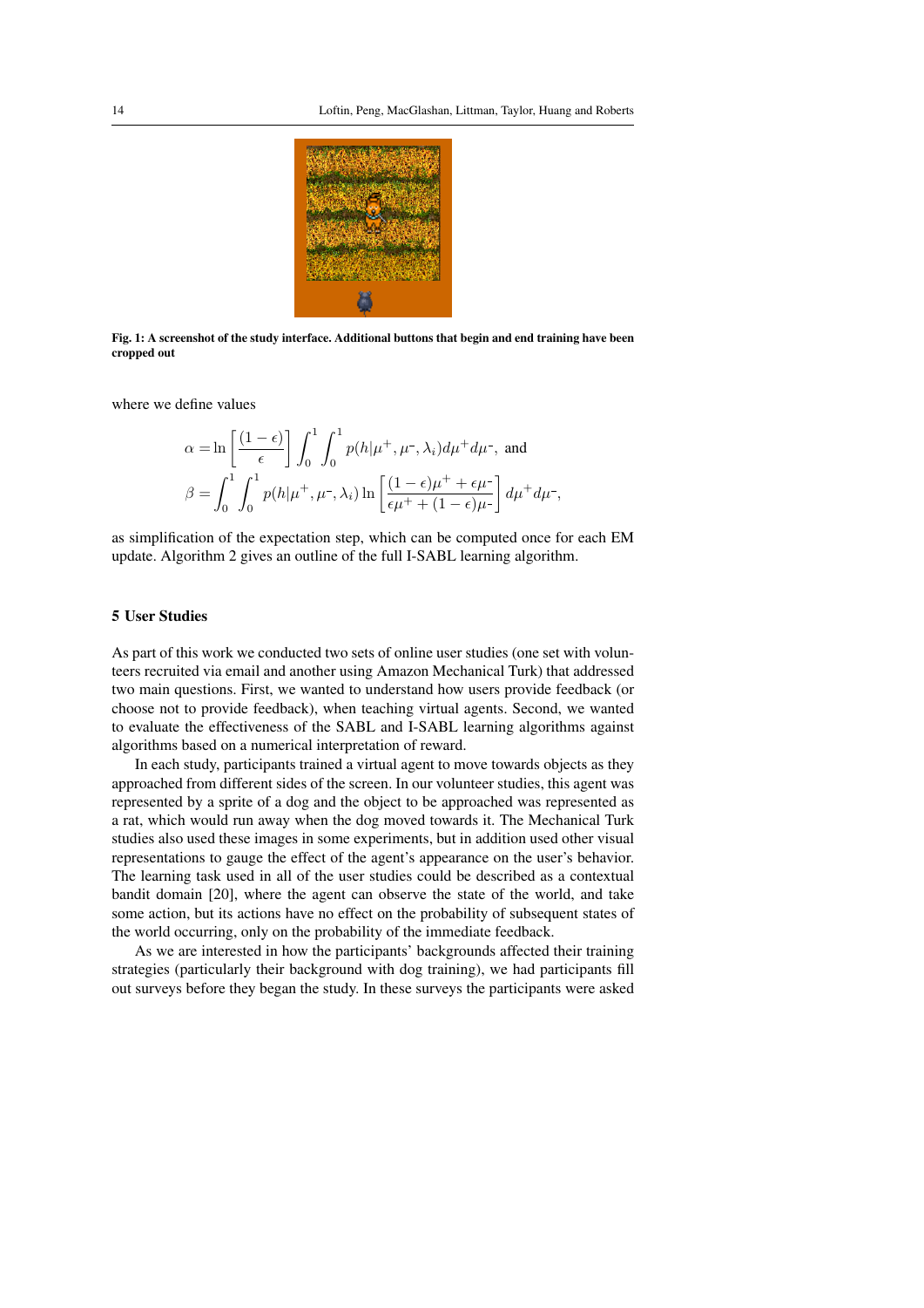Fig. 1: A screenshot of the study interface. Additional buttons that begin and end training have been cropped out

where we define values

$$\alpha = \ln\left[\frac{(1-\epsilon)}{\epsilon}\right] \int_0^1 \int_0^1 p(h|\mu^+, \mu^-, \lambda_i) d\mu^+ d\mu^-, \text{ and}$$

$$\beta = \int_0^1 \int_0^1 p(h|\mu^+, \mu^-, \lambda_i) \ln\left[\frac{(1-\epsilon)\mu^+ + \epsilon\mu^-}{\epsilon\mu^+ + (1-\epsilon)\mu^-}\right] d\mu^+ d\mu^-,$$

as simplification of the expectation step, which can be computed once for each EM update. Algorithm 2 gives an outline of the full I-SABL learning algorithm.

## 5 User Studies

As part of this work we conducted two sets of online user studies (one set with volunteers recruited via email and another using Amazon Mechanical Turk) that addressed two main questions. First, we wanted to understand how users provide feedback (or choose not to provide feedback), when teaching virtual agents. Second, we wanted to evaluate the effectiveness of the SABL and I-SABL learning algorithms against algorithms based on a numerical interpretation of reward.

In each study, participants trained a virtual agent to move towards objects as they approached from different sides of the screen. In our volunteer studies, this agent was represented by a sprite of a dog and the object to be approached was represented as a rat, which would run away when the dog moved towards it. The Mechanical Turk studies also used these images in some experiments, but in addition used other visual representations to gauge the effect of the agent's appearance on the user's behavior. The learning task used in all of the user studies could be described as a contextual bandit domain [20], where the agent can observe the state of the world, and take some action, but its actions have no effect on the probability of subsequent states of the world occurring, only on the probability of the immediate feedback.

As we are interested in how the participants' backgrounds affected their training strategies (particularly their background with dog training), we had participants fill out surveys before they began the study. In these surveys the participants were asked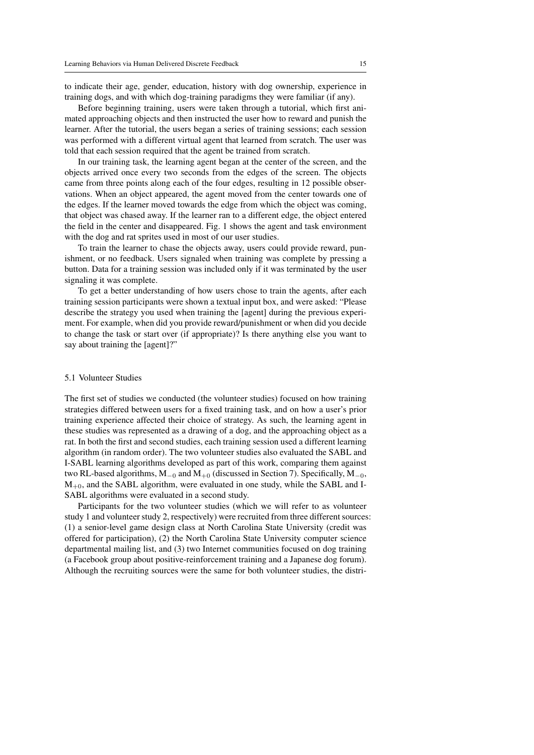to indicate their age, gender, education, history with dog ownership, experience in training dogs, and with which dog-training paradigms they were familiar (if any).

Before beginning training, users were taken through a tutorial, which first animated approaching objects and then instructed the user how to reward and punish the learner. After the tutorial, the users began a series of training sessions; each session was performed with a different virtual agent that learned from scratch. The user was told that each session required that the agent be trained from scratch.

In our training task, the learning agent began at the center of the screen, and the objects arrived once every two seconds from the edges of the screen. The objects came from three points along each of the four edges, resulting in 12 possible observations. When an object appeared, the agent moved from the center towards one of the edges. If the learner moved towards the edge from which the object was coming, that object was chased away. If the learner ran to a different edge, the object entered the field in the center and disappeared. Fig. 1 shows the agent and task environment with the dog and rat sprites used in most of our user studies.

To train the learner to chase the objects away, users could provide reward, punishment, or no feedback. Users signaled when training was complete by pressing a button. Data for a training session was included only if it was terminated by the user signaling it was complete.

To get a better understanding of how users chose to train the agents, after each training session participants were shown a textual input box, and were asked: "Please describe the strategy you used when training the [agent] during the previous experiment. For example, when did you provide reward/punishment or when did you decide to change the task or start over (if appropriate)? Is there anything else you want to say about training the [agent]?"

### 5.1 Volunteer Studies

The first set of studies we conducted (the volunteer studies) focused on how training strategies differed between users for a fixed training task, and on how a user's prior training experience affected their choice of strategy. As such, the learning agent in these studies was represented as a drawing of a dog, and the approaching object as a rat. In both the first and second studies, each training session used a different learning algorithm (in random order). The two volunteer studies also evaluated the SABL and I-SABL learning algorithms developed as part of this work, comparing them against two RL-based algorithms, $\mathrm{M}_{-0}$ and $\mathrm{M}_{+0}$ (discussed in Section 7). Specifically, $\mathrm{M}_{-0}$, $\mathrm{M}_{+0}$, and the SABL algorithm, were evaluated in one study, while the SABL and I-SABL algorithms were evaluated in a second study.

Participants for the two volunteer studies (which we will refer to as volunteer study 1 and volunteer study 2, respectively) were recruited from three different sources: (1) a senior-level game design class at North Carolina State University (credit was offered for participation), (2) the North Carolina State University computer science departmental mailing list, and (3) two Internet communities focused on dog training (a Facebook group about positive-reinforcement training and a Japanese dog forum). Although the recruiting sources were the same for both volunteer studies, the distri-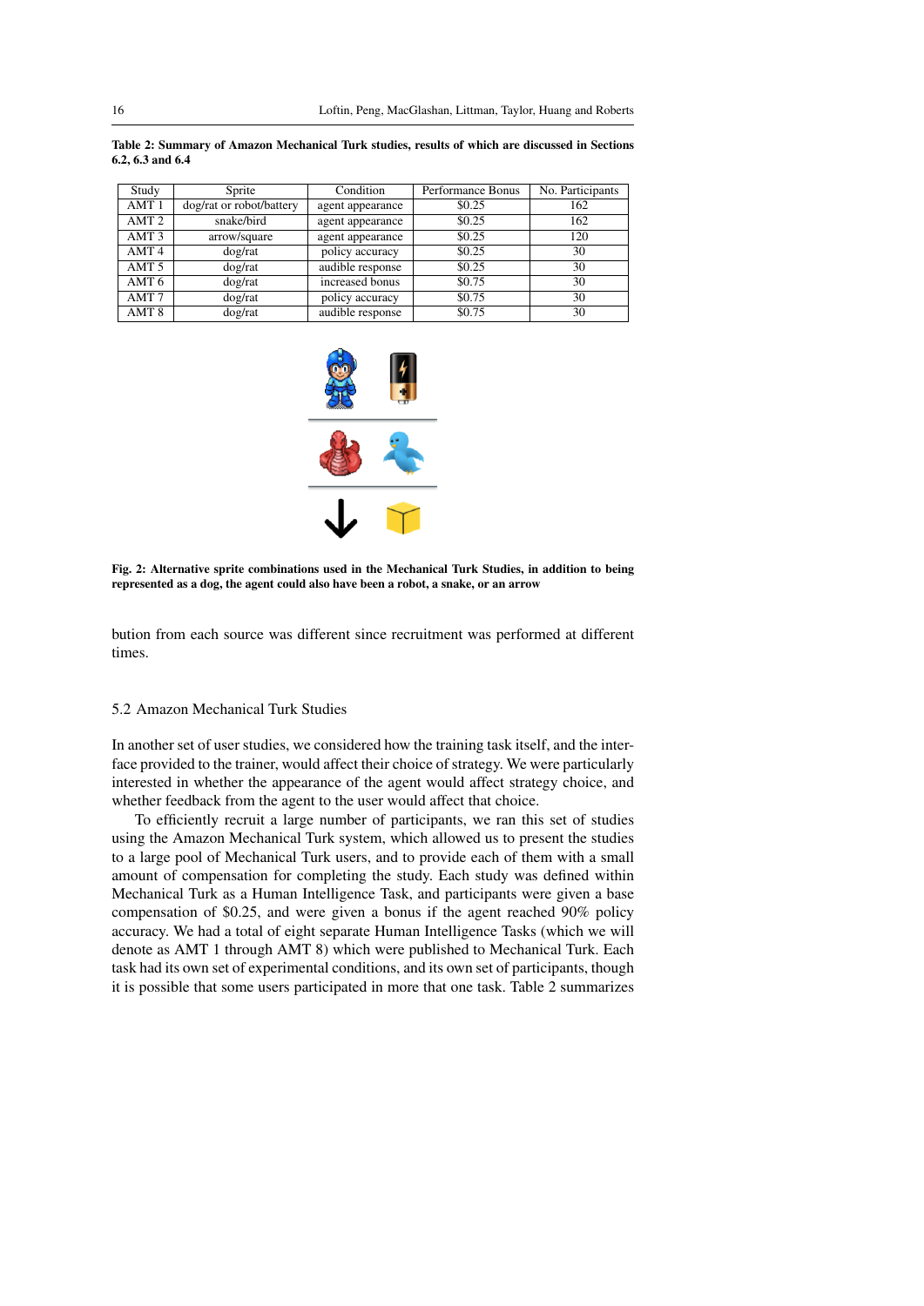**Table 2: Summary of Amazon Mechanical Turk studies, results of which are discussed in Sections 6.2, 6.3 and 6.4**

| Study | Sprite | Condition | Performance Bonus | No. Participants |
|---|---|---|---|---|
| AMT 1 | dog/rat or robot/battery | agent appearance | \$0.25 | 162 |
| AMT 2 | snake/bird | agent appearance | \$0.25 | 162 |
| AMT 3 | arrow/square | agent appearance | \$0.25 | 120 |
| AMT 4 | dog/rat | policy accuracy | \$0.25 | 30 |
| AMT 5 | dog/rat | audible response | \$0.25 | 30 |
| AMT 6 | dog/rat | increased bonus | \$0.75 | 30 |
| AMT 7 | dog/rat | policy accuracy | \$0.75 | 30 |
| AMT 8 | dog/rat | audible response | \$0.75 | 30 |

**Fig. 2: Alternative sprite combinations used in the Mechanical Turk Studies, in addition to being represented as a dog, the agent could also have been a robot, a snake, or an arrow**

bution from each source was different since recruitment was performed at different times.

### 5.2 Amazon Mechanical Turk Studies

In another set of user studies, we considered how the training task itself, and the interface provided to the trainer, would affect their choice of strategy. We were particularly interested in whether the appearance of the agent would affect strategy choice, and whether feedback from the agent to the user would affect that choice.

To efficiently recruit a large number of participants, we ran this set of studies using the Amazon Mechanical Turk system, which allowed us to present the studies to a large pool of Mechanical Turk users, and to provide each of them with a small amount of compensation for completing the study. Each study was defined within Mechanical Turk as a Human Intelligence Task, and participants were given a base compensation of \$0.25, and were given a bonus if the agent reached 90% policy accuracy. We had a total of eight separate Human Intelligence Tasks (which we will denote as AMT 1 through AMT 8) which were published to Mechanical Turk. Each task had its own set of experimental conditions, and its own set of participants, though it is possible that some users participated in more that one task. Table 2 summarizes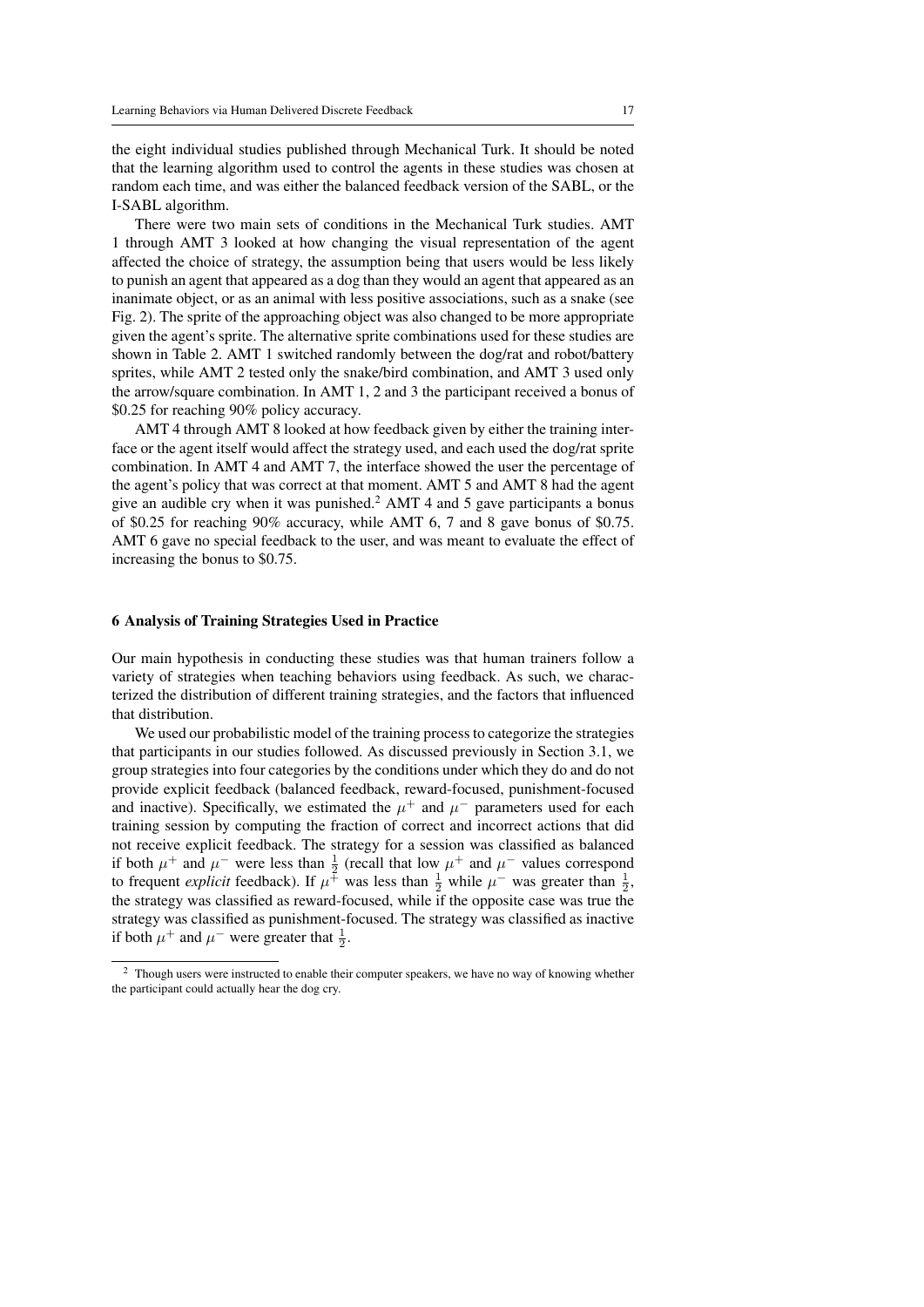the eight individual studies published through Mechanical Turk. It should be noted that the learning algorithm used to control the agents in these studies was chosen at random each time, and was either the balanced feedback version of the SABL, or the I-SABL algorithm.

There were two main sets of conditions in the Mechanical Turk studies. AMT 1 through AMT 3 looked at how changing the visual representation of the agent affected the choice of strategy, the assumption being that users would be less likely to punish an agent that appeared as a dog than they would an agent that appeared as an inanimate object, or as an animal with less positive associations, such as a snake (see Fig. 2). The sprite of the approaching object was also changed to be more appropriate given the agent's sprite. The alternative sprite combinations used for these studies are shown in Table 2. AMT 1 switched randomly between the dog/rat and robot/battery sprites, while AMT 2 tested only the snake/bird combination, and AMT 3 used only the arrow/square combination. In AMT 1, 2 and 3 the participant received a bonus of \$0.25 for reaching 90% policy accuracy.

AMT 4 through AMT 8 looked at how feedback given by either the training interface or the agent itself would affect the strategy used, and each used the dog/rat sprite combination. In AMT 4 and AMT 7, the interface showed the user the percentage of the agent's policy that was correct at that moment. AMT 5 and AMT 8 had the agent give an audible cry when it was punished.[2] AMT 4 and 5 gave participants a bonus of \$0.25 for reaching 90% accuracy, while AMT 6, 7 and 8 gave bonus of \$0.75. AMT 6 gave no special feedback to the user, and was meant to evaluate the effect of increasing the bonus to \$0.75.

## 6 Analysis of Training Strategies Used in Practice

Our main hypothesis in conducting these studies was that human trainers follow a variety of strategies when teaching behaviors using feedback. As such, we characterized the distribution of different training strategies, and the factors that influenced that distribution.

We used our probabilistic model of the training process to categorize the strategies that participants in our studies followed. As discussed previously in Section 3.1, we group strategies into four categories by the conditions under which they do and do not provide explicit feedback (balanced feedback, reward-focused, punishment-focused and inactive). Specifically, we estimated the $\mu^+$ and $\mu^-$ parameters used for each training session by computing the fraction of correct and incorrect actions that did not receive explicit feedback. The strategy for a session was classified as balanced if both $\mu^+$ and $\mu^-$ were less than $\frac{1}{2}$ (recall that low $\mu^+$ and $\mu^-$ values correspond to frequent *explicit* feedback). If $\mu^+$ was less than $\frac{1}{2}$ while $\mu^-$ was greater than $\frac{1}{2}$, the strategy was classified as reward-focused, while if the opposite case was true the strategy was classified as punishment-focused. The strategy was classified as inactive if both $\mu^+$ and $\mu^-$ were greater that $\frac{1}{2}$.

---

[2] Though users were instructed to enable their computer speakers, we have no way of knowing whether the participant could actually hear the dog cry.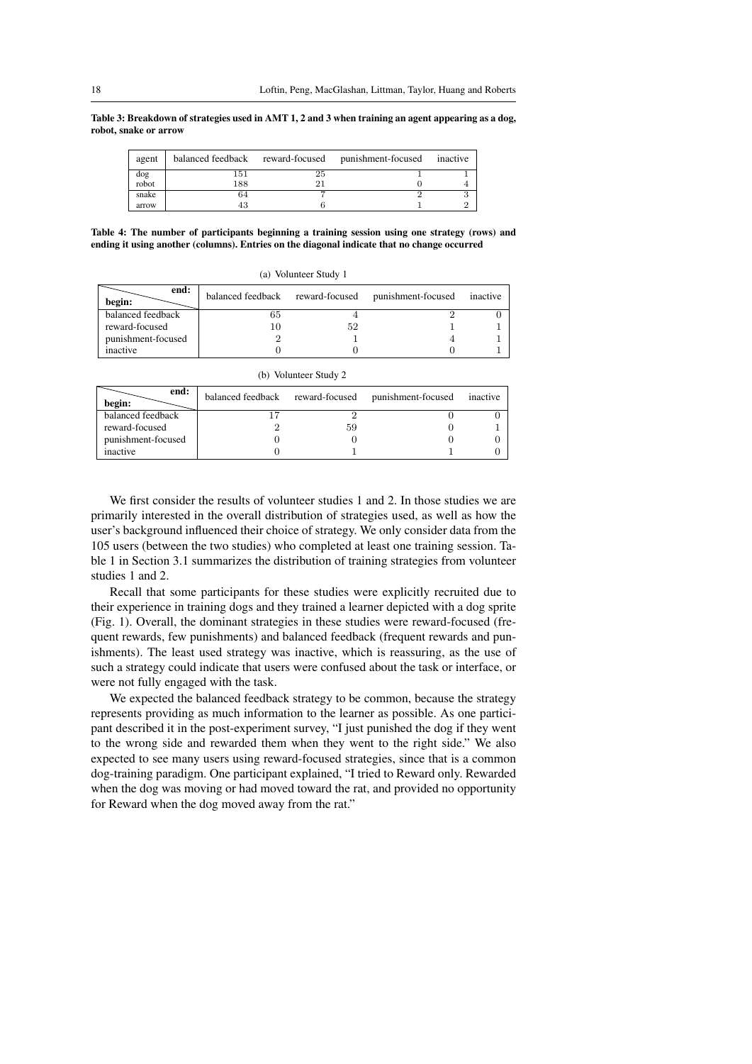**Table 3: Breakdown of strategies used in AMT 1, 2 and 3 when training an agent appearing as a dog, robot, snake or arrow**

| agent | balanced feedback | reward-focused | punishment-focused | inactive |
|---|---|---|---|---|
| dog | 151 | 25 | 1 | 1 |
| robot | 188 | 21 | 0 | 4 |
| snake | 64 | 7 | 2 | 3 |
| arrow | 43 | 6 | 1 | 2 |

**Table 4: The number of participants beginning a training session using one strategy (rows) and ending it using another (columns). Entries on the diagonal indicate that no change occurred**

(a) Volunteer Study 1

| begin: \ end: | balanced feedback | reward-focused | punishment-focused | inactive |
|---|---|---|---|---|
| balanced feedback | 65 | 4 | 2 | 0 |
| reward-focused | 10 | 52 | 1 | 1 |
| punishment-focused | 2 | 1 | 4 | 1 |
| inactive | 0 | 0 | 0 | 1 |

(b) Volunteer Study 2

| begin: \ end: | balanced feedback | reward-focused | punishment-focused | inactive |
|---|---|---|---|---|
| balanced feedback | 17 | 2 | 0 | 0 |
| reward-focused | 2 | 59 | 0 | 1 |
| punishment-focused | 0 | 0 | 0 | 0 |
| inactive | 0 | 1 | 1 | 0 |

We first consider the results of volunteer studies 1 and 2. In those studies we are primarily interested in the overall distribution of strategies used, as well as how the user's background influenced their choice of strategy. We only consider data from the 105 users (between the two studies) who completed at least one training session. Table 1 in Section 3.1 summarizes the distribution of training strategies from volunteer studies 1 and 2.

Recall that some participants for these studies were explicitly recruited due to their experience in training dogs and they trained a learner depicted with a dog sprite (Fig. 1). Overall, the dominant strategies in these studies were reward-focused (frequent rewards, few punishments) and balanced feedback (frequent rewards and punishments). The least used strategy was inactive, which is reassuring, as the use of such a strategy could indicate that users were confused about the task or interface, or were not fully engaged with the task.

We expected the balanced feedback strategy to be common, because the strategy represents providing as much information to the learner as possible. As one participant described it in the post-experiment survey, "I just punished the dog if they went to the wrong side and rewarded them when they went to the right side." We also expected to see many users using reward-focused strategies, since that is a common dog-training paradigm. One participant explained, "I tried to Reward only. Rewarded when the dog was moving or had moved toward the rat, and provided no opportunity for Reward when the dog moved away from the rat."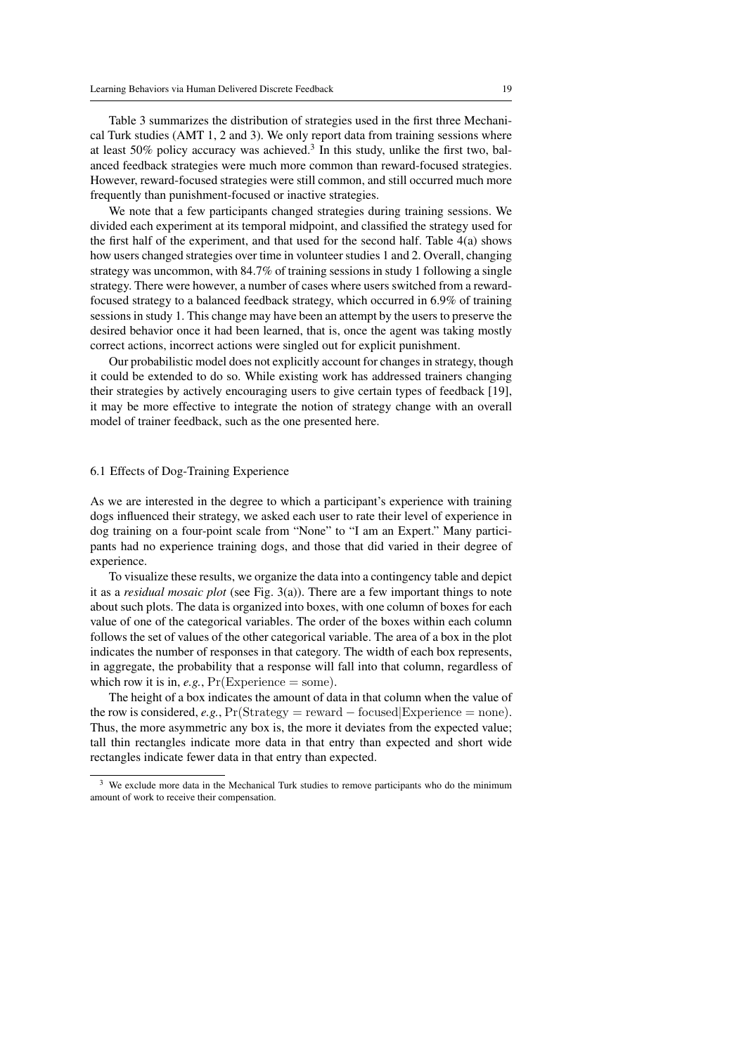Table 3 summarizes the distribution of strategies used in the first three Mechanical Turk studies (AMT 1, 2 and 3). We only report data from training sessions where at least 50% policy accuracy was achieved.[3] In this study, unlike the first two, balanced feedback strategies were much more common than reward-focused strategies. However, reward-focused strategies were still common, and still occurred much more frequently than punishment-focused or inactive strategies.

We note that a few participants changed strategies during training sessions. We divided each experiment at its temporal midpoint, and classified the strategy used for the first half of the experiment, and that used for the second half. Table 4(a) shows how users changed strategies over time in volunteer studies 1 and 2. Overall, changing strategy was uncommon, with 84.7% of training sessions in study 1 following a single strategy. There were however, a number of cases where users switched from a reward-focused strategy to a balanced feedback strategy, which occurred in 6.9% of training sessions in study 1. This change may have been an attempt by the users to preserve the desired behavior once it had been learned, that is, once the agent was taking mostly correct actions, incorrect actions were singled out for explicit punishment.

Our probabilistic model does not explicitly account for changes in strategy, though it could be extended to do so. While existing work has addressed trainers changing their strategies by actively encouraging users to give certain types of feedback [19], it may be more effective to integrate the notion of strategy change with an overall model of trainer feedback, such as the one presented here.

### 6.1 Effects of Dog-Training Experience

As we are interested in the degree to which a participant's experience with training dogs influenced their strategy, we asked each user to rate their level of experience in dog training on a four-point scale from "None" to "I am an Expert." Many participants had no experience training dogs, and those that did varied in their degree of experience.

To visualize these results, we organize the data into a contingency table and depict it as a *residual mosaic plot* (see Fig. 3(a)). There are a few important things to note about such plots. The data is organized into boxes, with one column of boxes for each value of one of the categorical variables. The order of the boxes within each column follows the set of values of the other categorical variable. The area of a box in the plot indicates the number of responses in that category. The width of each box represents, in aggregate, the probability that a response will fall into that column, regardless of which row it is in, *e.g.*, $\Pr(\text{Experience} = \text{some})$.

The height of a box indicates the amount of data in that column when the value of the row is considered, *e.g.*, $\Pr(\text{Strategy} = \text{reward} - \text{focused} | \text{Experience} = \text{none})$. Thus, the more asymmetric any box is, the more it deviates from the expected value; tall thin rectangles indicate more data in that entry than expected and short wide rectangles indicate fewer data in that entry than expected.

[3] We exclude more data in the Mechanical Turk studies to remove participants who do the minimum amount of work to receive their compensation.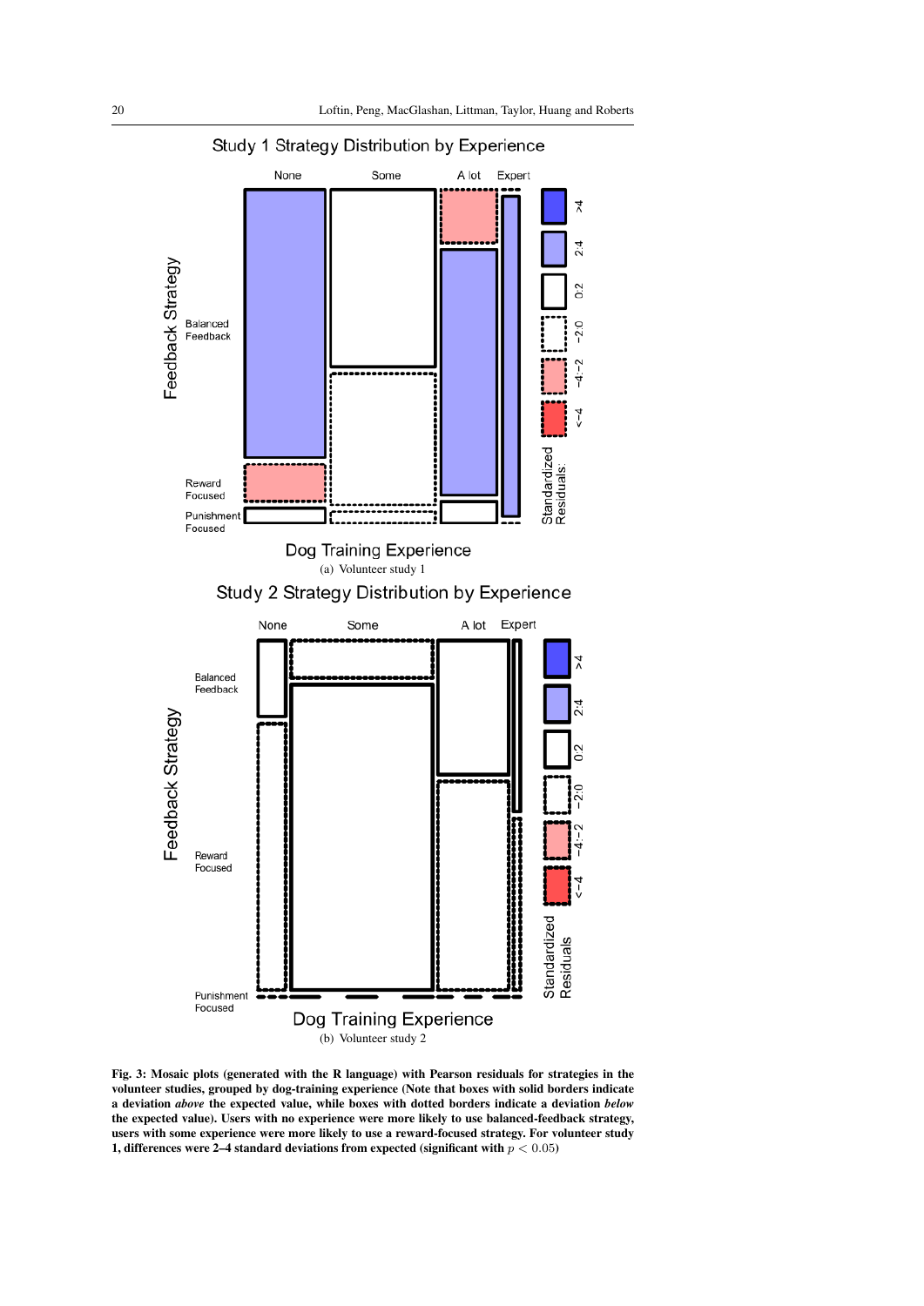(a) Volunteer study 1

(b) Volunteer study 2

**Fig. 3: Mosaic plots (generated with the R language) with Pearson residuals for strategies in the volunteer studies, grouped by dog-training experience (Note that boxes with solid borders indicate a deviation *above* the expected value, while boxes with dotted borders indicate a deviation *below* the expected value). Users with no experience were more likely to use balanced-feedback strategy, users with some experience were more likely to use a reward-focused strategy. For volunteer study 1, differences were 2–4 standard deviations from expected (significant with $p < 0.05$)**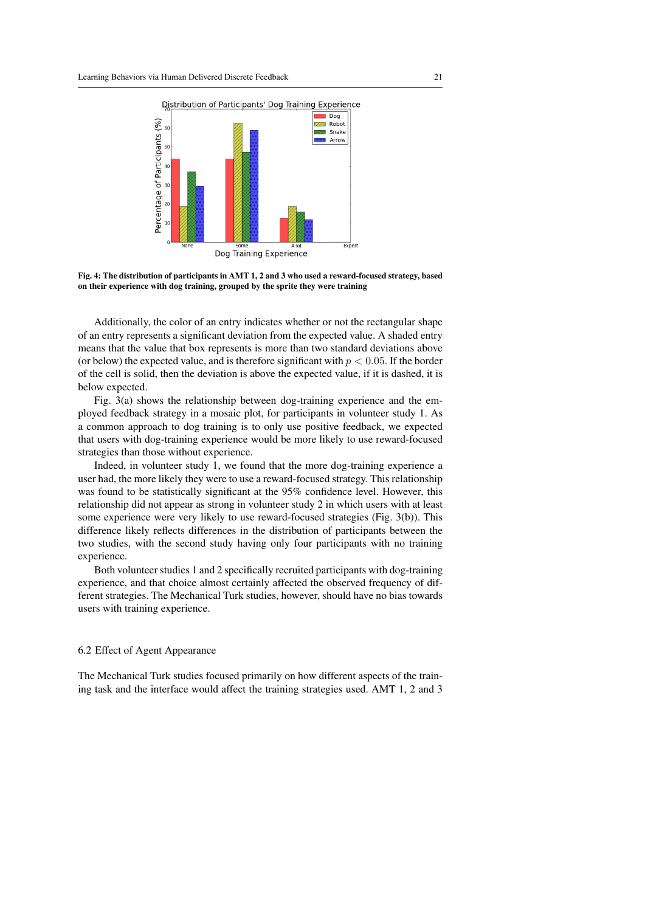Fig. 4: The distribution of participants in AMT 1, 2 and 3 who used a reward-focused strategy, based on their experience with dog training, grouped by the sprite they were training

Additionally, the color of an entry indicates whether or not the rectangular shape of an entry represents a significant deviation from the expected value. A shaded entry means that the value that box represents is more than two standard deviations above (or below) the expected value, and is therefore significant with $p < 0.05$. If the border of the cell is solid, then the deviation is above the expected value, if it is dashed, it is below expected.

Fig. 3(a) shows the relationship between dog-training experience and the employed feedback strategy in a mosaic plot, for participants in volunteer study 1. As a common approach to dog training is to only use positive feedback, we expected that users with dog-training experience would be more likely to use reward-focused strategies than those without experience.

Indeed, in volunteer study 1, we found that the more dog-training experience a user had, the more likely they were to use a reward-focused strategy. This relationship was found to be statistically significant at the 95% confidence level. However, this relationship did not appear as strong in volunteer study 2 in which users with at least some experience were very likely to use reward-focused strategies (Fig. 3(b)). This difference likely reflects differences in the distribution of participants between the two studies, with the second study having only four participants with no training experience.

Both volunteer studies 1 and 2 specifically recruited participants with dog-training experience, and that choice almost certainly affected the observed frequency of different strategies. The Mechanical Turk studies, however, should have no bias towards users with training experience.

## 6.2 Effect of Agent Appearance

The Mechanical Turk studies focused primarily on how different aspects of the training task and the interface would affect the training strategies used. AMT 1, 2 and 3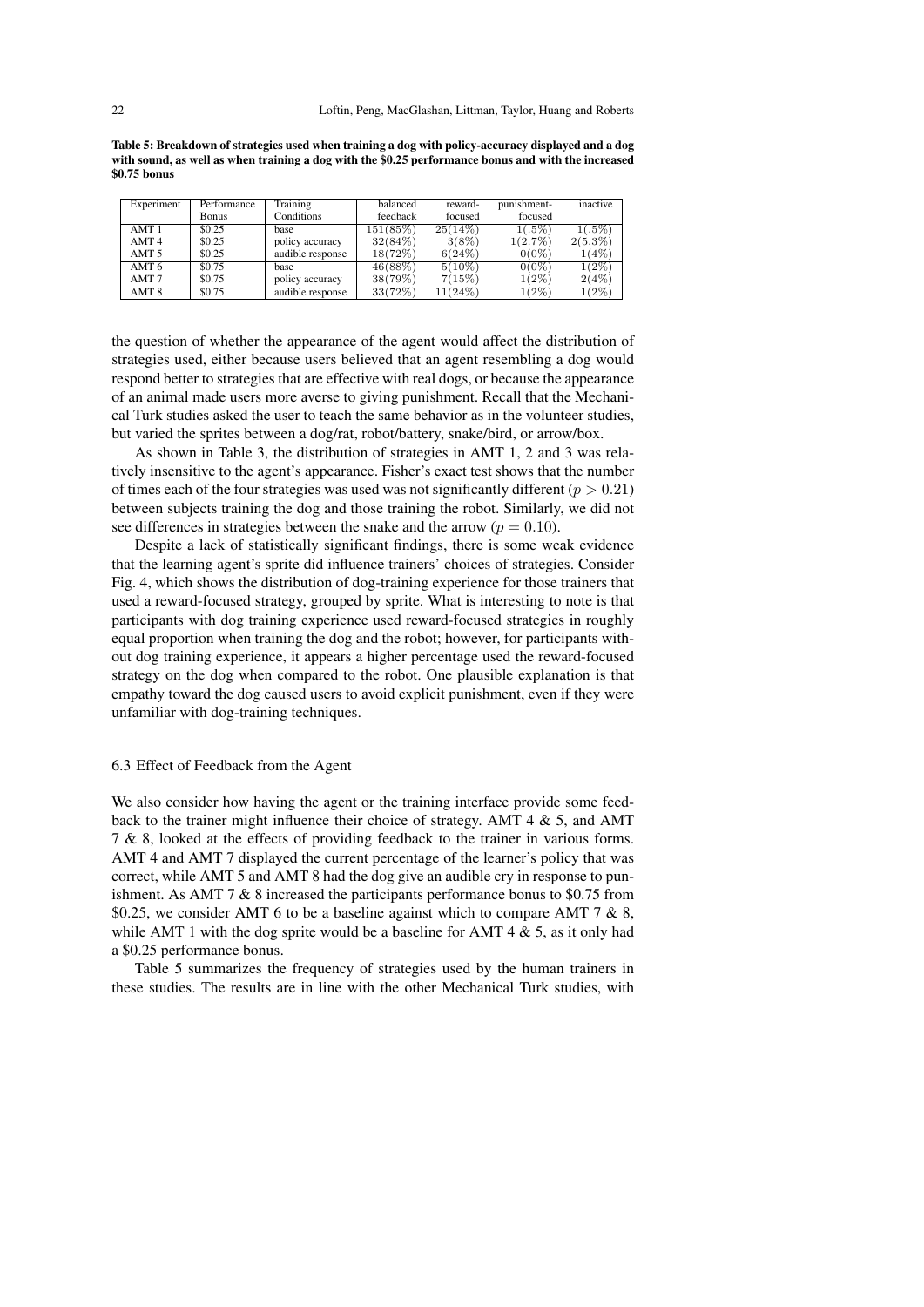**Table 5: Breakdown of strategies used when training a dog with policy-accuracy displayed and a dog with sound, as well as when training a dog with the $0.25 performance bonus and with the increased $0.75 bonus**

| Experiment | Performance Bonus | Training Conditions | balanced feedback | reward-focused | punishment-focused | inactive |
|---|---|---|---|---|---|---|
| AMT 1 | $0.25 | base | 151(85%) | 25(14%) | 1(.5%) | 1(.5%) |
| AMT 4 | $0.25 | policy accuracy | 32(84%) | 3(8%) | 1(2.7%) | 2(5.3%) |
| AMT 5 | $0.25 | audible response | 18(72%) | 6(24%) | 0(0%) | 1(4%) |
| AMT 6 | $0.75 | base | 46(88%) | 5(10%) | 0(0%) | 1(2%) |
| AMT 7 | $0.75 | policy accuracy | 38(79%) | 7(15%) | 1(2%) | 2(4%) |
| AMT 8 | $0.75 | audible response | 33(72%) | 11(24%) | 1(2%) | 1(2%) |

the question of whether the appearance of the agent would affect the distribution of strategies used, either because users believed that an agent resembling a dog would respond better to strategies that are effective with real dogs, or because the appearance of an animal made users more averse to giving punishment. Recall that the Mechanical Turk studies asked the user to teach the same behavior as in the volunteer studies, but varied the sprites between a dog/rat, robot/battery, snake/bird, or arrow/box.

As shown in Table 3, the distribution of strategies in AMT 1, 2 and 3 was relatively insensitive to the agent's appearance. Fisher's exact test shows that the number of times each of the four strategies was used was not significantly different ($p > 0.21$) between subjects training the dog and those training the robot. Similarly, we did not see differences in strategies between the snake and the arrow ($p = 0.10$).

Despite a lack of statistically significant findings, there is some weak evidence that the learning agent's sprite did influence trainers' choices of strategies. Consider Fig. 4, which shows the distribution of dog-training experience for those trainers that used a reward-focused strategy, grouped by sprite. What is interesting to note is that participants with dog training experience used reward-focused strategies in roughly equal proportion when training the dog and the robot; however, for participants without dog training experience, it appears a higher percentage used the reward-focused strategy on the dog when compared to the robot. One plausible explanation is that empathy toward the dog caused users to avoid explicit punishment, even if they were unfamiliar with dog-training techniques.

### 6.3 Effect of Feedback from the Agent

We also consider how having the agent or the training interface provide some feedback to the trainer might influence their choice of strategy. AMT 4 & 5, and AMT 7 & 8, looked at the effects of providing feedback to the trainer in various forms. AMT 4 and AMT 7 displayed the current percentage of the learner's policy that was correct, while AMT 5 and AMT 8 had the dog give an audible cry in response to punishment. As AMT 7 & 8 increased the participants performance bonus to $0.75 from $0.25, we consider AMT 6 to be a baseline against which to compare AMT 7 & 8, while AMT 1 with the dog sprite would be a baseline for AMT 4 & 5, as it only had a $0.25 performance bonus.

Table 5 summarizes the frequency of strategies used by the human trainers in these studies. The results are in line with the other Mechanical Turk studies, with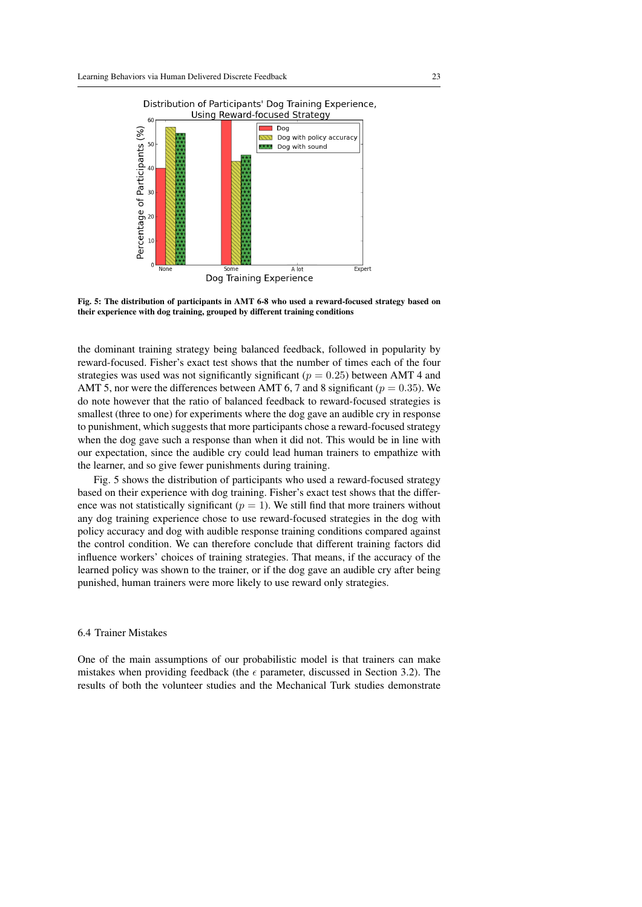**Fig. 5: The distribution of participants in AMT 6-8 who used a reward-focused strategy based on their experience with dog training, grouped by different training conditions**

the dominant training strategy being balanced feedback, followed in popularity by reward-focused. Fisher's exact test shows that the number of times each of the four strategies was used was not significantly significant ($p = 0.25$) between AMT 4 and AMT 5, nor were the differences between AMT 6, 7 and 8 significant ($p = 0.35$). We do note however that the ratio of balanced feedback to reward-focused strategies is smallest (three to one) for experiments where the dog gave an audible cry in response to punishment, which suggests that more participants chose a reward-focused strategy when the dog gave such a response than when it did not. This would be in line with our expectation, since the audible cry could lead human trainers to empathize with the learner, and so give fewer punishments during training.

Fig. 5 shows the distribution of participants who used a reward-focused strategy based on their experience with dog training. Fisher's exact test shows that the difference was not statistically significant ($p = 1$). We still find that more trainers without any dog training experience chose to use reward-focused strategies in the dog with policy accuracy and dog with audible response training conditions compared against the control condition. We can therefore conclude that different training factors did influence workers' choices of training strategies. That means, if the accuracy of the learned policy was shown to the trainer, or if the dog gave an audible cry after being punished, human trainers were more likely to use reward only strategies.

### 6.4 Trainer Mistakes

One of the main assumptions of our probabilistic model is that trainers can make mistakes when providing feedback (the $\epsilon$ parameter, discussed in Section 3.2). The results of both the volunteer studies and the Mechanical Turk studies demonstrate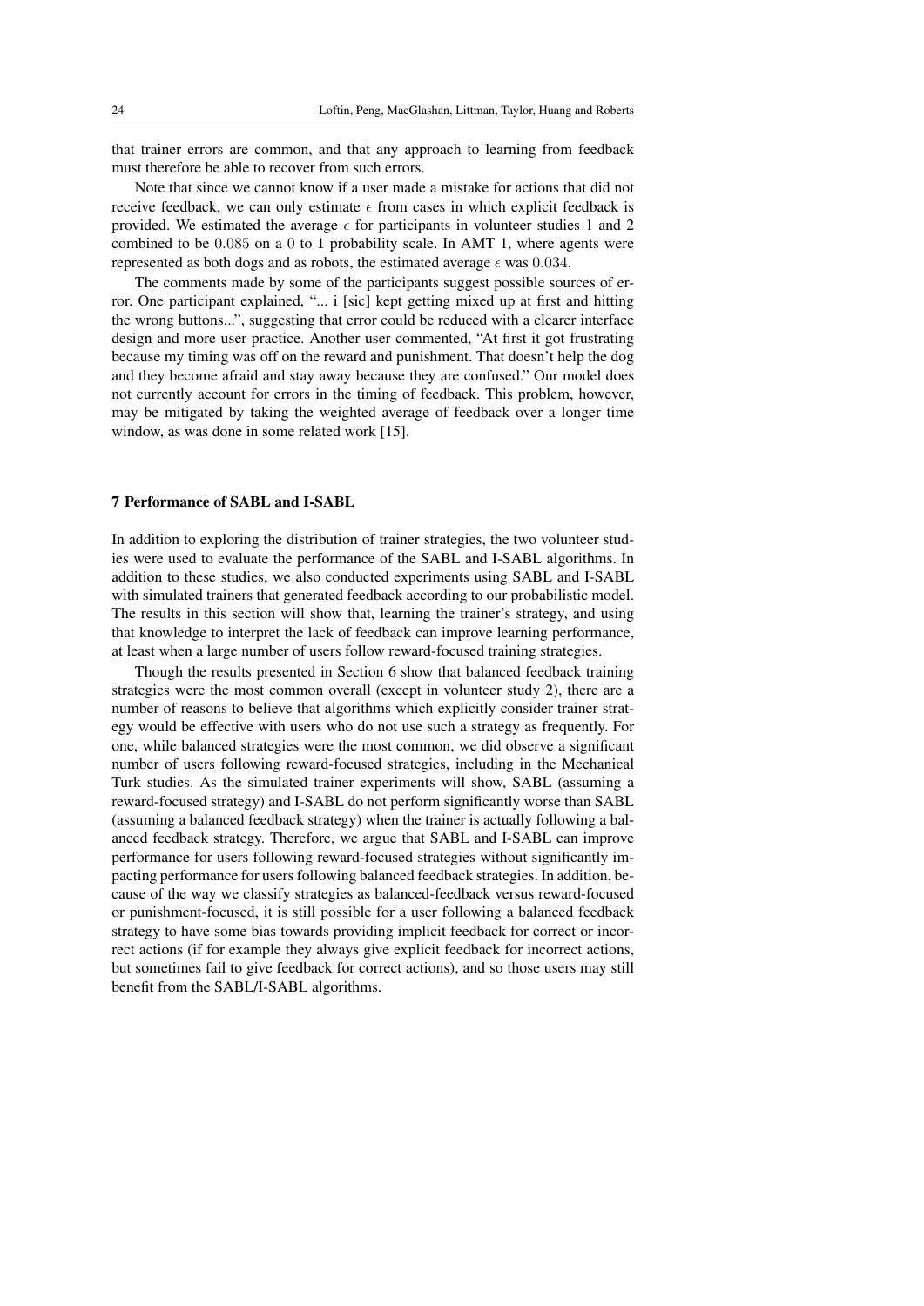that trainer errors are common, and that any approach to learning from feedback must therefore be able to recover from such errors.

Note that since we cannot know if a user made a mistake for actions that did not receive feedback, we can only estimate $\epsilon$ from cases in which explicit feedback is provided. We estimated the average $\epsilon$ for participants in volunteer studies 1 and 2 combined to be $0.085$ on a $0$ to $1$ probability scale. In AMT 1, where agents were represented as both dogs and as robots, the estimated average $\epsilon$ was $0.034$.

The comments made by some of the participants suggest possible sources of error. One participant explained, "... i [sic] kept getting mixed up at first and hitting the wrong buttons...", suggesting that error could be reduced with a clearer interface design and more user practice. Another user commented, "At first it got frustrating because my timing was off on the reward and punishment. That doesn't help the dog and they become afraid and stay away because they are confused." Our model does not currently account for errors in the timing of feedback. This problem, however, may be mitigated by taking the weighted average of feedback over a longer time window, as was done in some related work [15].

## 7 Performance of SABL and I-SABL

In addition to exploring the distribution of trainer strategies, the two volunteer studies were used to evaluate the performance of the SABL and I-SABL algorithms. In addition to these studies, we also conducted experiments using SABL and I-SABL with simulated trainers that generated feedback according to our probabilistic model. The results in this section will show that, learning the trainer's strategy, and using that knowledge to interpret the lack of feedback can improve learning performance, at least when a large number of users follow reward-focused training strategies.

Though the results presented in Section 6 show that balanced feedback training strategies were the most common overall (except in volunteer study 2), there are a number of reasons to believe that algorithms which explicitly consider trainer strategy would be effective with users who do not use such a strategy as frequently. For one, while balanced strategies were the most common, we did observe a significant number of users following reward-focused strategies, including in the Mechanical Turk studies. As the simulated trainer experiments will show, SABL (assuming a reward-focused strategy) and I-SABL do not perform significantly worse than SABL (assuming a balanced feedback strategy) when the trainer is actually following a balanced feedback strategy. Therefore, we argue that SABL and I-SABL can improve performance for users following reward-focused strategies without significantly impacting performance for users following balanced feedback strategies. In addition, because of the way we classify strategies as balanced-feedback versus reward-focused or punishment-focused, it is still possible for a user following a balanced feedback strategy to have some bias towards providing implicit feedback for correct or incorrect actions (if for example they always give explicit feedback for incorrect actions, but sometimes fail to give feedback for correct actions), and so those users may still benefit from the SABL/I-SABL algorithms.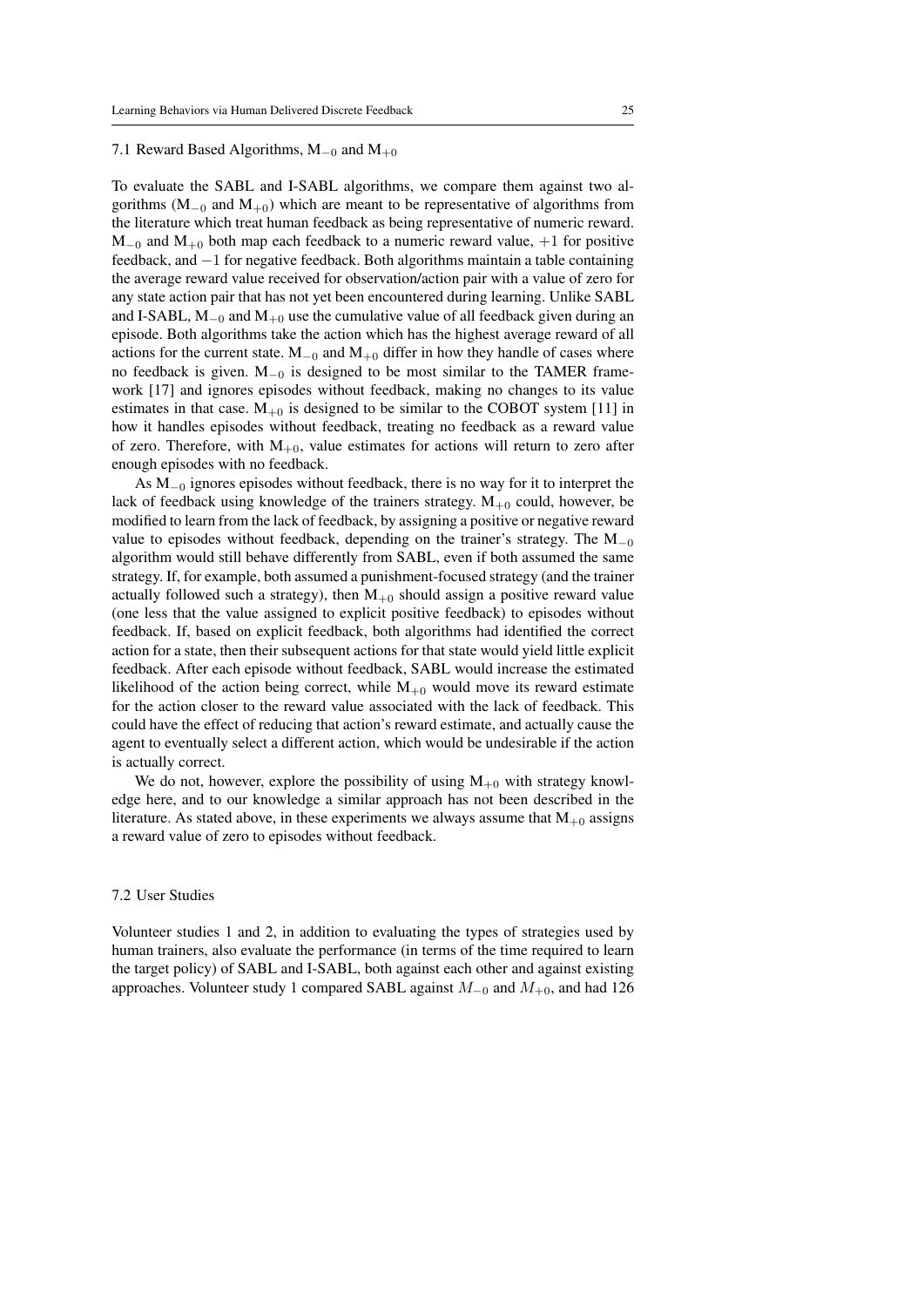### 7.1 Reward Based Algorithms, $M_{-0}$ and $M_{+0}$

To evaluate the SABL and I-SABL algorithms, we compare them against two algorithms ($M_{-0}$ and $M_{+0}$) which are meant to be representative of algorithms from the literature which treat human feedback as being representative of numeric reward. $M_{-0}$ and $M_{+0}$ both map each feedback to a numeric reward value, $+1$ for positive feedback, and $-1$ for negative feedback. Both algorithms maintain a table containing the average reward value received for observation/action pair with a value of zero for any state action pair that has not yet been encountered during learning. Unlike SABL and I-SABL, $M_{-0}$ and $M_{+0}$ use the cumulative value of all feedback given during an episode. Both algorithms take the action which has the highest average reward of all actions for the current state. $M_{-0}$ and $M_{+0}$ differ in how they handle of cases where no feedback is given. $M_{-0}$ is designed to be most similar to the TAMER framework [17] and ignores episodes without feedback, making no changes to its value estimates in that case. $M_{+0}$ is designed to be similar to the COBOT system [11] in how it handles episodes without feedback, treating no feedback as a reward value of zero. Therefore, with $M_{+0}$, value estimates for actions will return to zero after enough episodes with no feedback.

As $M_{-0}$ ignores episodes without feedback, there is no way for it to interpret the lack of feedback using knowledge of the trainers strategy. $M_{+0}$ could, however, be modified to learn from the lack of feedback, by assigning a positive or negative reward value to episodes without feedback, depending on the trainer's strategy. The $M_{-0}$ algorithm would still behave differently from SABL, even if both assumed the same strategy. If, for example, both assumed a punishment-focused strategy (and the trainer actually followed such a strategy), then $M_{+0}$ should assign a positive reward value (one less that the value assigned to explicit positive feedback) to episodes without feedback. If, based on explicit feedback, both algorithms had identified the correct action for a state, then their subsequent actions for that state would yield little explicit feedback. After each episode without feedback, SABL would increase the estimated likelihood of the action being correct, while $M_{+0}$ would move its reward estimate for the action closer to the reward value associated with the lack of feedback. This could have the effect of reducing that action's reward estimate, and actually cause the agent to eventually select a different action, which would be undesirable if the action is actually correct.

We do not, however, explore the possibility of using $M_{+0}$ with strategy knowledge here, and to our knowledge a similar approach has not been described in the literature. As stated above, in these experiments we always assume that $M_{+0}$ assigns a reward value of zero to episodes without feedback.

### 7.2 User Studies

Volunteer studies 1 and 2, in addition to evaluating the types of strategies used by human trainers, also evaluate the performance (in terms of the time required to learn the target policy) of SABL and I-SABL, both against each other and against existing approaches. Volunteer study 1 compared SABL against $M_{-0}$ and $M_{+0}$, and had 126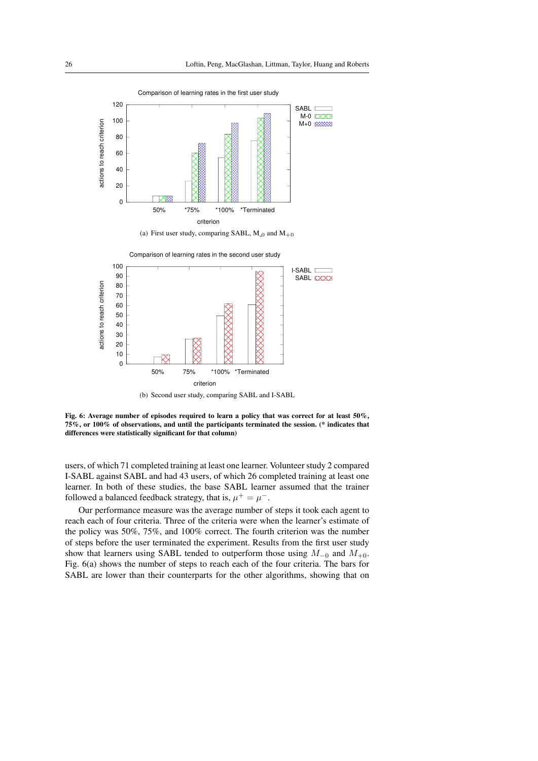(a) First user study, comparing SABL, $M_{-0}$ and $M_{+0}$

(b) Second user study, comparing SABL and I-SABL

**Fig. 6: Average number of episodes required to learn a policy that was correct for at least 50%, 75%, or 100% of observations, and until the participants terminated the session. (* indicates that differences were statistically significant for that column)**

users, of which 71 completed training at least one learner. Volunteer study 2 compared I-SABL against SABL and had 43 users, of which 26 completed training at least one learner. In both of these studies, the base SABL learner assumed that the trainer followed a balanced feedback strategy, that is, $\mu^{+} = \mu^{-}$.

Our performance measure was the average number of steps it took each agent to reach each of four criteria. Three of the criteria were when the learner's estimate of the policy was 50%, 75%, and 100% correct. The fourth criterion was the number of steps before the user terminated the experiment. Results from the first user study show that learners using SABL tended to outperform those using $M_{-0}$ and $M_{+0}$. Fig. 6(a) shows the number of steps to reach each of the four criteria. The bars for SABL are lower than their counterparts for the other algorithms, showing that on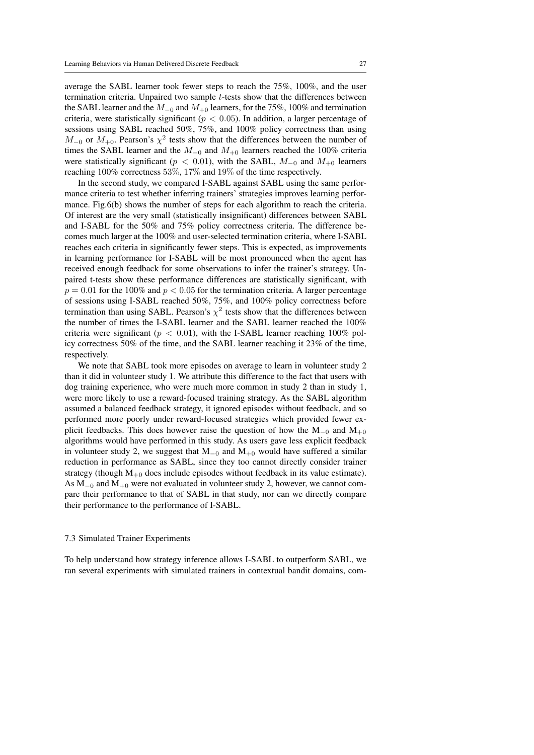average the SABL learner took fewer steps to reach the 75%, 100%, and the user termination criteria. Unpaired two sample $t$-tests show that the differences between the SABL learner and the $M_{-0}$ and $M_{+0}$ learners, for the 75%, 100% and termination criteria, were statistically significant ($p < 0.05$). In addition, a larger percentage of sessions using SABL reached 50%, 75%, and 100% policy correctness than using $M_{-0}$ or $M_{+0}$. Pearson's $\chi^2$ tests show that the differences between the number of times the SABL learner and the $M_{-0}$ and $M_{+0}$ learners reached the 100% criteria were statistically significant ($p < 0.01$), with the SABL, $M_{-0}$ and $M_{+0}$ learners reaching 100% correctness $53\%$, $17\%$ and $19\%$ of the time respectively.

In the second study, we compared I-SABL against SABL using the same performance criteria to test whether inferring trainers' strategies improves learning performance. Fig.6(b) shows the number of steps for each algorithm to reach the criteria. Of interest are the very small (statistically insignificant) differences between SABL and I-SABL for the 50% and 75% policy correctness criteria. The difference becomes much larger at the 100% and user-selected termination criteria, where I-SABL reaches each criteria in significantly fewer steps. This is expected, as improvements in learning performance for I-SABL will be most pronounced when the agent has received enough feedback for some observations to infer the trainer's strategy. Unpaired t-tests show these performance differences are statistically significant, with $p = 0.01$ for the 100% and $p < 0.05$ for the termination criteria. A larger percentage of sessions using I-SABL reached 50%, 75%, and 100% policy correctness before termination than using SABL. Pearson's $\chi^2$ tests show that the differences between the number of times the I-SABL learner and the SABL learner reached the 100% criteria were significant ($p < 0.01$), with the I-SABL learner reaching 100% policy correctness 50% of the time, and the SABL learner reaching it 23% of the time, respectively.

We note that SABL took more episodes on average to learn in volunteer study 2 than it did in volunteer study 1. We attribute this difference to the fact that users with dog training experience, who were much more common in study 2 than in study 1, were more likely to use a reward-focused training strategy. As the SABL algorithm assumed a balanced feedback strategy, it ignored episodes without feedback, and so performed more poorly under reward-focused strategies which provided fewer explicit feedbacks. This does however raise the question of how the $\mathrm{M}_{-0}$ and $\mathrm{M}_{+0}$ algorithms would have performed in this study. As users gave less explicit feedback in volunteer study 2, we suggest that $\mathrm{M}_{-0}$ and $\mathrm{M}_{+0}$ would have suffered a similar reduction in performance as SABL, since they too cannot directly consider trainer strategy (though $\mathrm{M}_{+0}$ does include episodes without feedback in its value estimate). As $\mathrm{M}_{-0}$ and $\mathrm{M}_{+0}$ were not evaluated in volunteer study 2, however, we cannot compare their performance to that of SABL in that study, nor can we directly compare their performance to the performance of I-SABL.

### 7.3 Simulated Trainer Experiments

To help understand how strategy inference allows I-SABL to outperform SABL, we ran several experiments with simulated trainers in contextual bandit domains, com-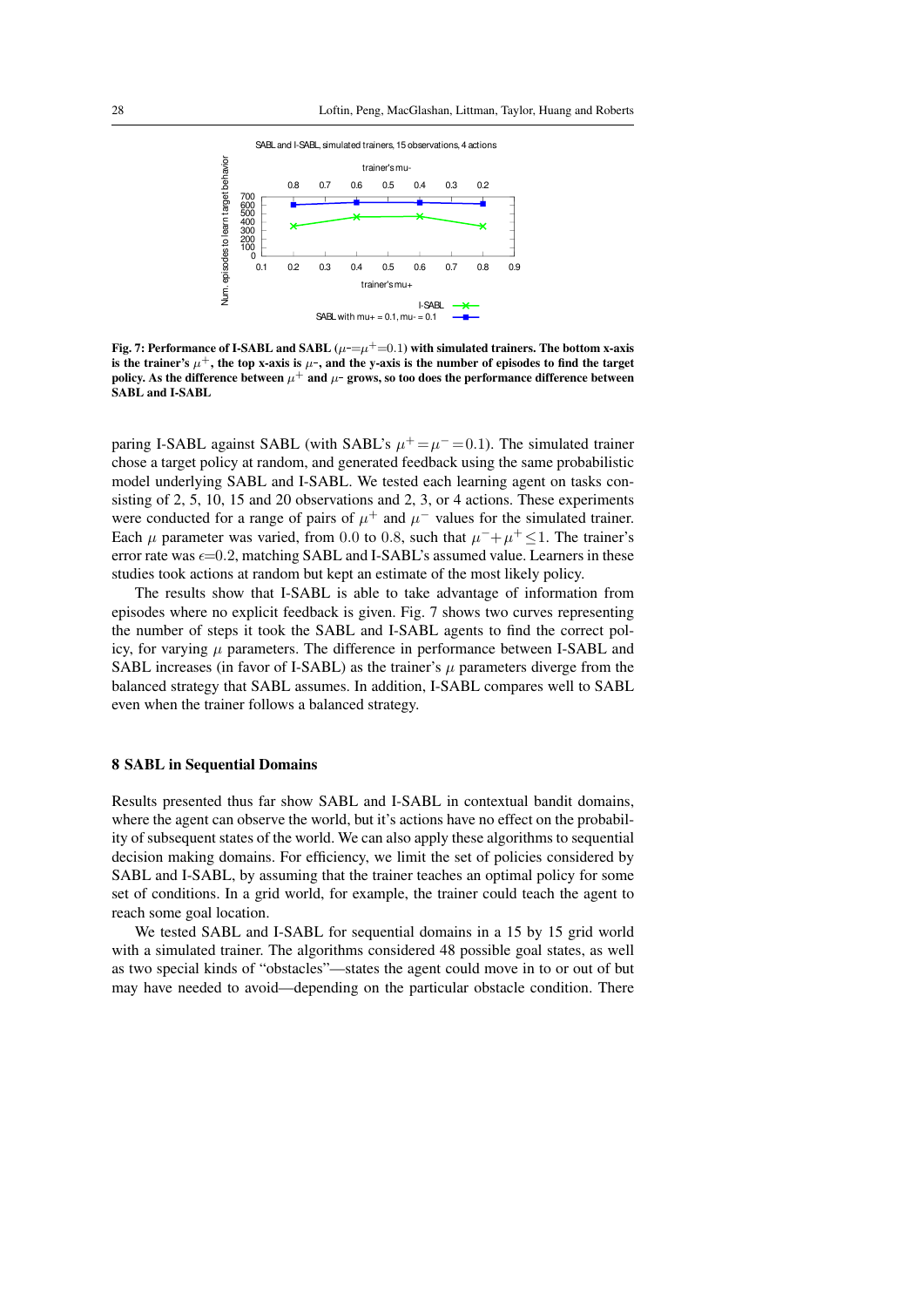Fig. 7: **Performance of I-SABL and SABL ($\mu$-$=\mu^{+}=0.1$) with simulated trainers. The bottom x-axis is the trainer's $\mu^{+}$, the top x-axis is $\mu$-, and the y-axis is the number of episodes to find the target policy. As the difference between $\mu^{+}$ and $\mu$- grows, so too does the performance difference between SABL and I-SABL**

paring I-SABL against SABL (with SABL's $\mu^{+}=\mu^{-}=0.1$). The simulated trainer chose a target policy at random, and generated feedback using the same probabilistic model underlying SABL and I-SABL. We tested each learning agent on tasks consisting of 2, 5, 10, 15 and 20 observations and 2, 3, or 4 actions. These experiments were conducted for a range of pairs of $\mu^{+}$ and $\mu^{-}$ values for the simulated trainer. Each $\mu$ parameter was varied, from $0.0$ to $0.8$, such that $\mu^{-}+\mu^{+}\leq 1$. The trainer's error rate was $\epsilon=0.2$, matching SABL and I-SABL's assumed value. Learners in these studies took actions at random but kept an estimate of the most likely policy.

The results show that I-SABL is able to take advantage of information from episodes where no explicit feedback is given. Fig. 7 shows two curves representing the number of steps it took the SABL and I-SABL agents to find the correct policy, for varying $\mu$ parameters. The difference in performance between I-SABL and SABL increases (in favor of I-SABL) as the trainer's $\mu$ parameters diverge from the balanced strategy that SABL assumes. In addition, I-SABL compares well to SABL even when the trainer follows a balanced strategy.

## 8 SABL in Sequential Domains

Results presented thus far show SABL and I-SABL in contextual bandit domains, where the agent can observe the world, but it's actions have no effect on the probability of subsequent states of the world. We can also apply these algorithms to sequential decision making domains. For efficiency, we limit the set of policies considered by SABL and I-SABL, by assuming that the trainer teaches an optimal policy for some set of conditions. In a grid world, for example, the trainer could teach the agent to reach some goal location.

We tested SABL and I-SABL for sequential domains in a 15 by 15 grid world with a simulated trainer. The algorithms considered 48 possible goal states, as well as two special kinds of "obstacles"—states the agent could move in to or out of but may have needed to avoid—depending on the particular obstacle condition. There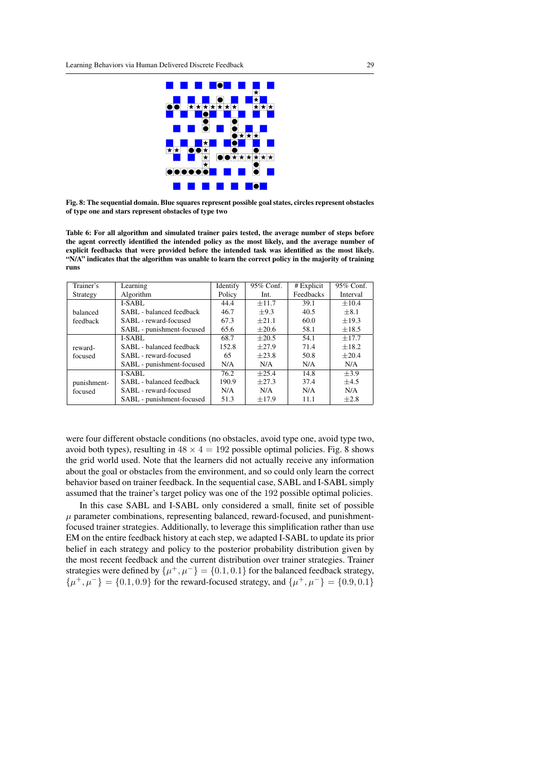Fig. 8: The sequential domain. Blue squares represent possible goal states, circles represent obstacles of type one and stars represent obstacles of type two

Table 6: For all algorithm and simulated trainer pairs tested, the average number of steps before the agent correctly identified the intended policy as the most likely, and the average number of explicit feedbacks that were provided before the intended task was identified as the most likely. "N/A" indicates that the algorithm was unable to learn the correct policy in the majority of training runs

| Trainer's Strategy | Learning Algorithm | Identify Policy | 95% Conf. Int. | # Explicit Feedbacks | 95% Conf. Interval |
|---|---|---|---|---|---|
| balanced feedback | I-SABL | 44.4 | $\pm 11.7$ | 39.1 | $\pm 10.4$ |
| | SABL - balanced feedback | 46.7 | $\pm 9.3$ | 40.5 | $\pm 8.1$ |
| | SABL - reward-focused | 67.3 | $\pm 21.1$ | 60.0 | $\pm 19.3$ |
| | SABL - punishment-focused | 65.6 | $\pm 20.6$ | 58.1 | $\pm 18.5$ |
| reward-focused | I-SABL | 68.7 | $\pm 20.5$ | 54.1 | $\pm 17.7$ |
| | SABL - balanced feedback | 152.8 | $\pm 27.9$ | 71.4 | $\pm 18.2$ |
| | SABL - reward-focused | 65 | $\pm 23.8$ | 50.8 | $\pm 20.4$ |
| | SABL - punishment-focused | N/A | N/A | N/A | N/A |
| punishment-focused | I-SABL | 76.2 | $\pm 25.4$ | 14.8 | $\pm 3.9$ |
| | SABL - balanced feedback | 190.9 | $\pm 27.3$ | 37.4 | $\pm 4.5$ |
| | SABL - reward-focused | N/A | N/A | N/A | N/A |
| | SABL - punishment-focused | 51.3 | $\pm 17.9$ | 11.1 | $\pm 2.8$ |

were four different obstacle conditions (no obstacles, avoid type one, avoid type two, avoid both types), resulting in $48 \times 4 = 192$ possible optimal policies. Fig. 8 shows the grid world used. Note that the learners did not actually receive any information about the goal or obstacles from the environment, and so could only learn the correct behavior based on trainer feedback. In the sequential case, SABL and I-SABL simply assumed that the trainer's target policy was one of the 192 possible optimal policies.

In this case SABL and I-SABL only considered a small, finite set of possible $\mu$ parameter combinations, representing balanced, reward-focused, and punishment-focused trainer strategies. Additionally, to leverage this simplification rather than use EM on the entire feedback history at each step, we adapted I-SABL to update its prior belief in each strategy and policy to the posterior probability distribution given by the most recent feedback and the current distribution over trainer strategies. Trainer strategies were defined by $\{\mu^+, \mu^-\} = \{0.1, 0.1\}$ for the balanced feedback strategy, $\{\mu^+, \mu^-\} = \{0.1, 0.9\}$ for the reward-focused strategy, and $\{\mu^+, \mu^-\} = \{0.9, 0.1\}$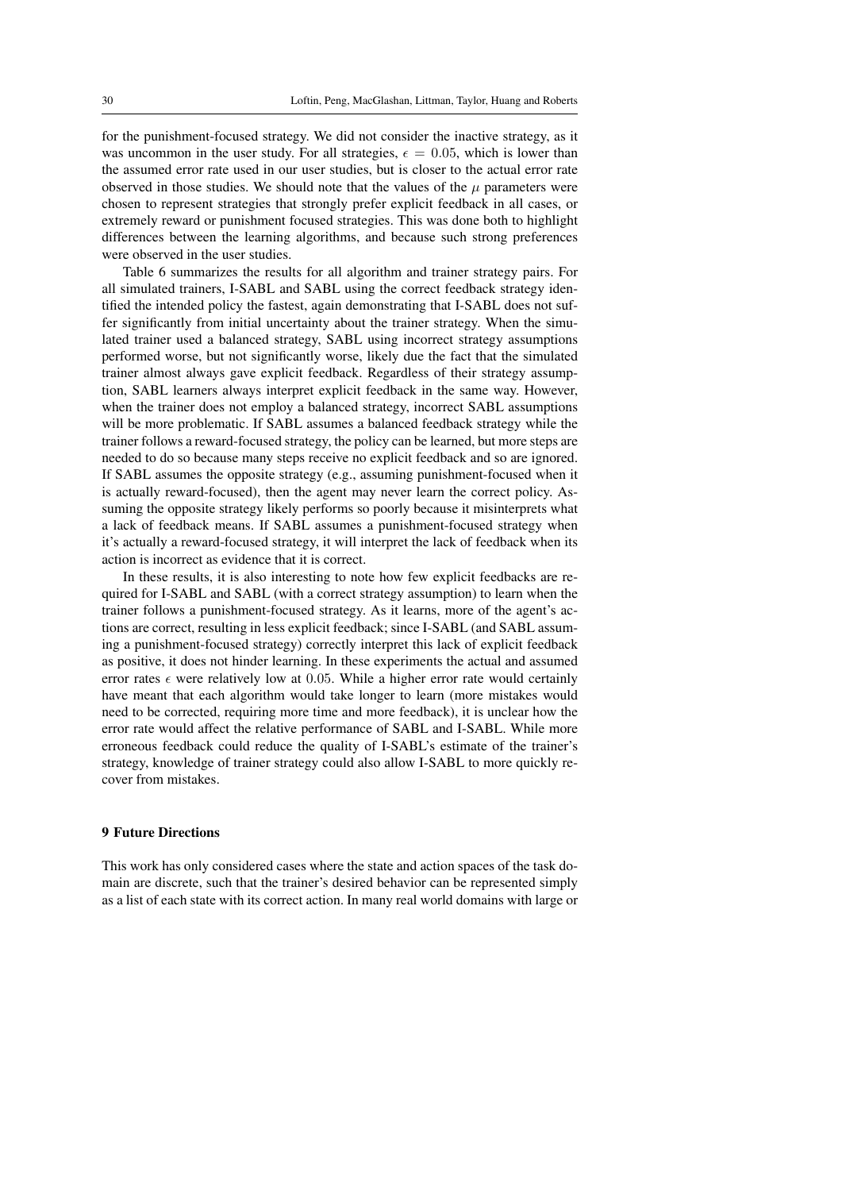for the punishment-focused strategy. We did not consider the inactive strategy, as it was uncommon in the user study. For all strategies, $\epsilon = 0.05$, which is lower than the assumed error rate used in our user studies, but is closer to the actual error rate observed in those studies. We should note that the values of the $\mu$ parameters were chosen to represent strategies that strongly prefer explicit feedback in all cases, or extremely reward or punishment focused strategies. This was done both to highlight differences between the learning algorithms, and because such strong preferences were observed in the user studies.

Table 6 summarizes the results for all algorithm and trainer strategy pairs. For all simulated trainers, I-SABL and SABL using the correct feedback strategy identified the intended policy the fastest, again demonstrating that I-SABL does not suffer significantly from initial uncertainty about the trainer strategy. When the simulated trainer used a balanced strategy, SABL using incorrect strategy assumptions performed worse, but not significantly worse, likely due the fact that the simulated trainer almost always gave explicit feedback. Regardless of their strategy assumption, SABL learners always interpret explicit feedback in the same way. However, when the trainer does not employ a balanced strategy, incorrect SABL assumptions will be more problematic. If SABL assumes a balanced feedback strategy while the trainer follows a reward-focused strategy, the policy can be learned, but more steps are needed to do so because many steps receive no explicit feedback and so are ignored. If SABL assumes the opposite strategy (e.g., assuming punishment-focused when it is actually reward-focused), then the agent may never learn the correct policy. Assuming the opposite strategy likely performs so poorly because it misinterprets what a lack of feedback means. If SABL assumes a punishment-focused strategy when it's actually a reward-focused strategy, it will interpret the lack of feedback when its action is incorrect as evidence that it is correct.

In these results, it is also interesting to note how few explicit feedbacks are required for I-SABL and SABL (with a correct strategy assumption) to learn when the trainer follows a punishment-focused strategy. As it learns, more of the agent's actions are correct, resulting in less explicit feedback; since I-SABL (and SABL assuming a punishment-focused strategy) correctly interpret this lack of explicit feedback as positive, it does not hinder learning. In these experiments the actual and assumed error rates $\epsilon$ were relatively low at $0.05$. While a higher error rate would certainly have meant that each algorithm would take longer to learn (more mistakes would need to be corrected, requiring more time and more feedback), it is unclear how the error rate would affect the relative performance of SABL and I-SABL. While more erroneous feedback could reduce the quality of I-SABL's estimate of the trainer's strategy, knowledge of trainer strategy could also allow I-SABL to more quickly recover from mistakes.

## 9 Future Directions

This work has only considered cases where the state and action spaces of the task domain are discrete, such that the trainer's desired behavior can be represented simply as a list of each state with its correct action. In many real world domains with large or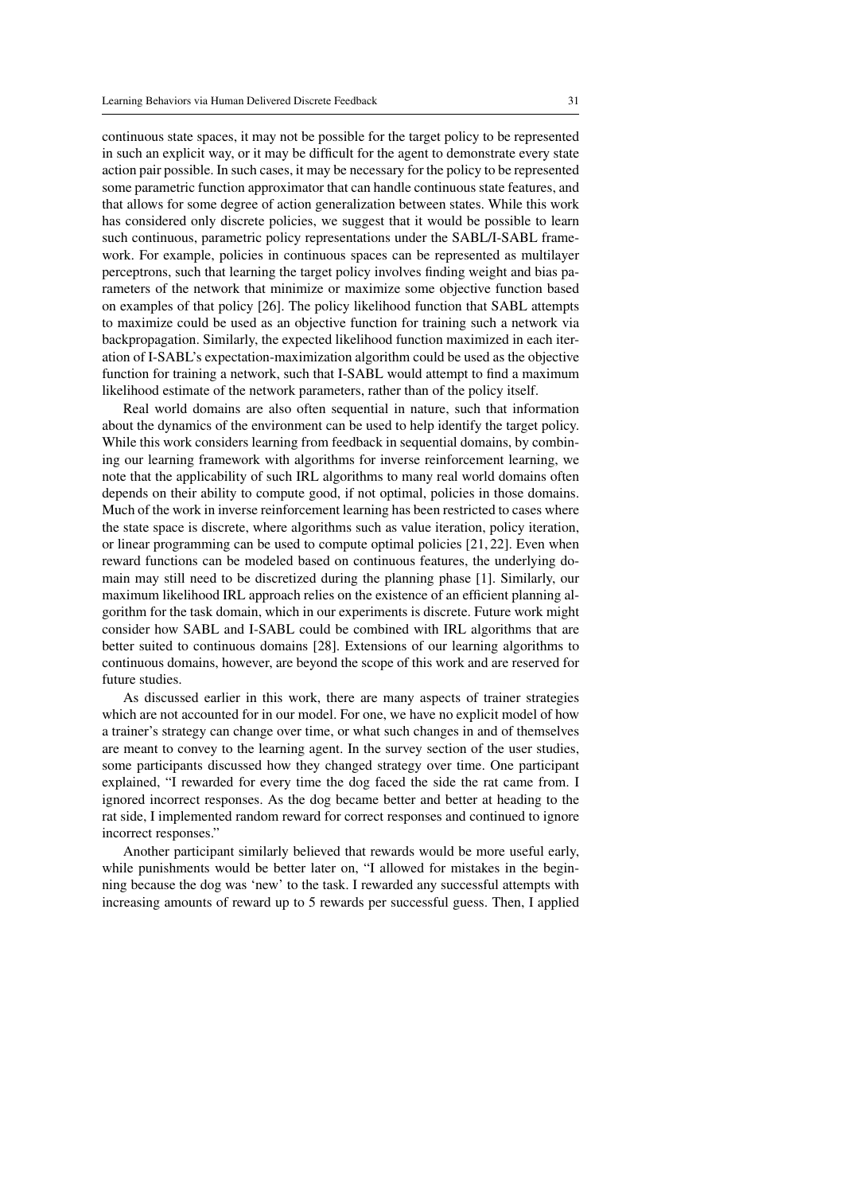continuous state spaces, it may not be possible for the target policy to be represented in such an explicit way, or it may be difficult for the agent to demonstrate every state action pair possible. In such cases, it may be necessary for the policy to be represented some parametric function approximator that can handle continuous state features, and that allows for some degree of action generalization between states. While this work has considered only discrete policies, we suggest that it would be possible to learn such continuous, parametric policy representations under the SABL/I-SABL framework. For example, policies in continuous spaces can be represented as multilayer perceptrons, such that learning the target policy involves finding weight and bias parameters of the network that minimize or maximize some objective function based on examples of that policy [26]. The policy likelihood function that SABL attempts to maximize could be used as an objective function for training such a network via backpropagation. Similarly, the expected likelihood function maximized in each iteration of I-SABL's expectation-maximization algorithm could be used as the objective function for training a network, such that I-SABL would attempt to find a maximum likelihood estimate of the network parameters, rather than of the policy itself.

Real world domains are also often sequential in nature, such that information about the dynamics of the environment can be used to help identify the target policy. While this work considers learning from feedback in sequential domains, by combining our learning framework with algorithms for inverse reinforcement learning, we note that the applicability of such IRL algorithms to many real world domains often depends on their ability to compute good, if not optimal, policies in those domains. Much of the work in inverse reinforcement learning has been restricted to cases where the state space is discrete, where algorithms such as value iteration, policy iteration, or linear programming can be used to compute optimal policies [21, 22]. Even when reward functions can be modeled based on continuous features, the underlying domain may still need to be discretized during the planning phase [1]. Similarly, our maximum likelihood IRL approach relies on the existence of an efficient planning algorithm for the task domain, which in our experiments is discrete. Future work might consider how SABL and I-SABL could be combined with IRL algorithms that are better suited to continuous domains [28]. Extensions of our learning algorithms to continuous domains, however, are beyond the scope of this work and are reserved for future studies.

As discussed earlier in this work, there are many aspects of trainer strategies which are not accounted for in our model. For one, we have no explicit model of how a trainer's strategy can change over time, or what such changes in and of themselves are meant to convey to the learning agent. In the survey section of the user studies, some participants discussed how they changed strategy over time. One participant explained, "I rewarded for every time the dog faced the side the rat came from. I ignored incorrect responses. As the dog became better and better at heading to the rat side, I implemented random reward for correct responses and continued to ignore incorrect responses."

Another participant similarly believed that rewards would be more useful early, while punishments would be better later on, "I allowed for mistakes in the beginning because the dog was 'new' to the task. I rewarded any successful attempts with increasing amounts of reward up to 5 rewards per successful guess. Then, I applied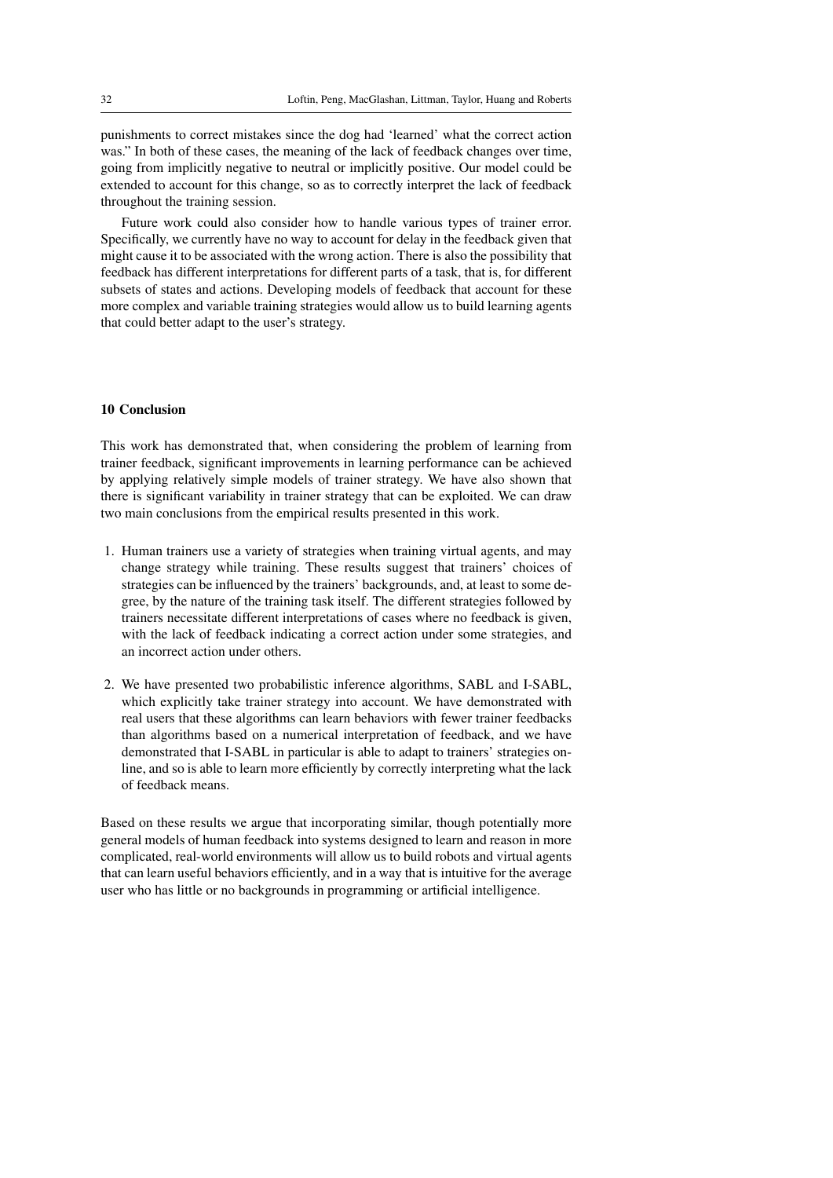punishments to correct mistakes since the dog had 'learned' what the correct action was." In both of these cases, the meaning of the lack of feedback changes over time, going from implicitly negative to neutral or implicitly positive. Our model could be extended to account for this change, so as to correctly interpret the lack of feedback throughout the training session.

Future work could also consider how to handle various types of trainer error. Specifically, we currently have no way to account for delay in the feedback given that might cause it to be associated with the wrong action. There is also the possibility that feedback has different interpretations for different parts of a task, that is, for different subsets of states and actions. Developing models of feedback that account for these more complex and variable training strategies would allow us to build learning agents that could better adapt to the user's strategy.

## 10 Conclusion

This work has demonstrated that, when considering the problem of learning from trainer feedback, significant improvements in learning performance can be achieved by applying relatively simple models of trainer strategy. We have also shown that there is significant variability in trainer strategy that can be exploited. We can draw two main conclusions from the empirical results presented in this work.

1. Human trainers use a variety of strategies when training virtual agents, and may change strategy while training. These results suggest that trainers' choices of strategies can be influenced by the trainers' backgrounds, and, at least to some degree, by the nature of the training task itself. The different strategies followed by trainers necessitate different interpretations of cases where no feedback is given, with the lack of feedback indicating a correct action under some strategies, and an incorrect action under others.
2. We have presented two probabilistic inference algorithms, SABL and I-SABL, which explicitly take trainer strategy into account. We have demonstrated with real users that these algorithms can learn behaviors with fewer trainer feedbacks than algorithms based on a numerical interpretation of feedback, and we have demonstrated that I-SABL in particular is able to adapt to trainers' strategies online, and so is able to learn more efficiently by correctly interpreting what the lack of feedback means.

Based on these results we argue that incorporating similar, though potentially more general models of human feedback into systems designed to learn and reason in more complicated, real-world environments will allow us to build robots and virtual agents that can learn useful behaviors efficiently, and in a way that is intuitive for the average user who has little or no backgrounds in programming or artificial intelligence.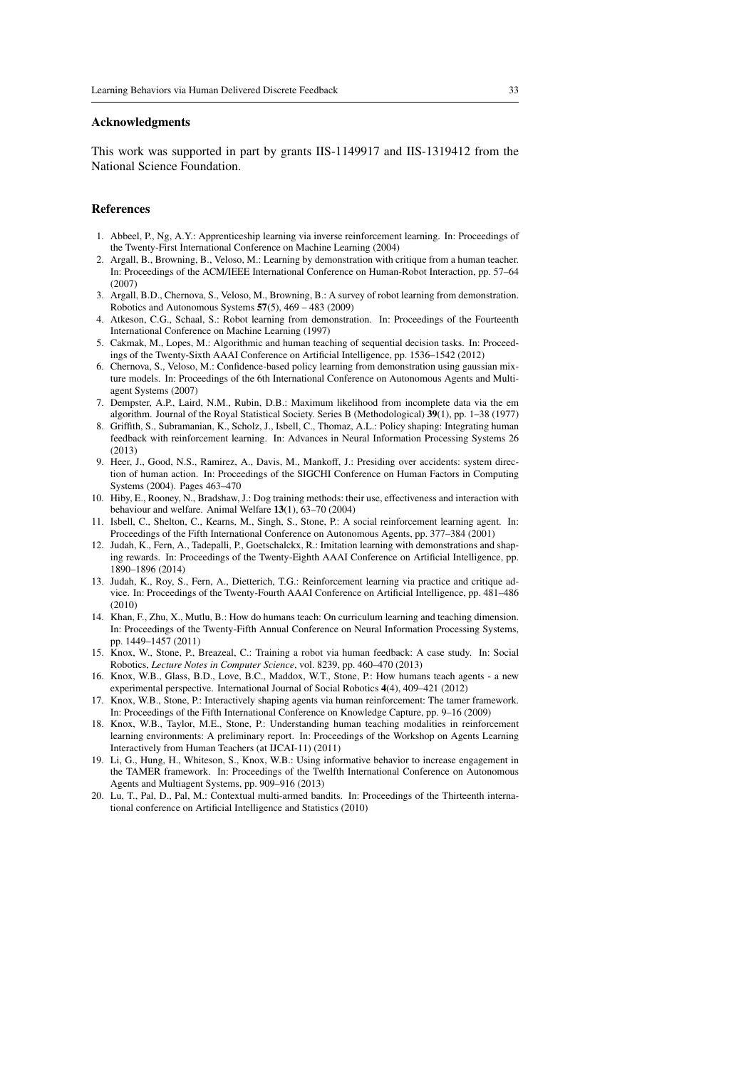## Acknowledgments

This work was supported in part by grants IIS-1149917 and IIS-1319412 from the National Science Foundation.

## References

1. Abbeel, P., Ng, A.Y.: Apprenticeship learning via inverse reinforcement learning. In: Proceedings of the Twenty-First International Conference on Machine Learning (2004)
2. Argall, B., Browning, B., Veloso, M.: Learning by demonstration with critique from a human teacher. In: Proceedings of the ACM/IEEE International Conference on Human-Robot Interaction, pp. 57–64 (2007)
3. Argall, B.D., Chernova, S., Veloso, M., Browning, B.: A survey of robot learning from demonstration. Robotics and Autonomous Systems **57**(5), 469 – 483 (2009)
4. Atkeson, C.G., Schaal, S.: Robot learning from demonstration. In: Proceedings of the Fourteenth International Conference on Machine Learning (1997)
5. Cakmak, M., Lopes, M.: Algorithmic and human teaching of sequential decision tasks. In: Proceedings of the Twenty-Sixth AAAI Conference on Artificial Intelligence, pp. 1536–1542 (2012)
6. Chernova, S., Veloso, M.: Confidence-based policy learning from demonstration using gaussian mixture models. In: Proceedings of the 6th International Conference on Autonomous Agents and Multiagent Systems (2007)
7. Dempster, A.P., Laird, N.M., Rubin, D.B.: Maximum likelihood from incomplete data via the em algorithm. Journal of the Royal Statistical Society. Series B (Methodological) **39**(1), pp. 1–38 (1977)
8. Griffith, S., Subramanian, K., Scholz, J., Isbell, C., Thomaz, A.L.: Policy shaping: Integrating human feedback with reinforcement learning. In: Advances in Neural Information Processing Systems 26 (2013)
9. Heer, J., Good, N.S., Ramirez, A., Davis, M., Mankoff, J.: Presiding over accidents: system direction of human action. In: Proceedings of the SIGCHI Conference on Human Factors in Computing Systems (2004). Pages 463–470
10. Hiby, E., Rooney, N., Bradshaw, J.: Dog training methods: their use, effectiveness and interaction with behaviour and welfare. Animal Welfare **13**(1), 63–70 (2004)
11. Isbell, C., Shelton, C., Kearns, M., Singh, S., Stone, P.: A social reinforcement learning agent. In: Proceedings of the Fifth International Conference on Autonomous Agents, pp. 377–384 (2001)
12. Judah, K., Fern, A., Tadepalli, P., Goetschalckx, R.: Imitation learning with demonstrations and shaping rewards. In: Proceedings of the Twenty-Eighth AAAI Conference on Artificial Intelligence, pp. 1890–1896 (2014)
13. Judah, K., Roy, S., Fern, A., Dietterich, T.G.: Reinforcement learning via practice and critique advice. In: Proceedings of the Twenty-Fourth AAAI Conference on Artificial Intelligence, pp. 481–486 (2010)
14. Khan, F., Zhu, X., Mutlu, B.: How do humans teach: On curriculum learning and teaching dimension. In: Proceedings of the Twenty-Fifth Annual Conference on Neural Information Processing Systems, pp. 1449–1457 (2011)
15. Knox, W., Stone, P., Breazeal, C.: Training a robot via human feedback: A case study. In: Social Robotics, *Lecture Notes in Computer Science*, vol. 8239, pp. 460–470 (2013)
16. Knox, W.B., Glass, B.D., Love, B.C., Maddox, W.T., Stone, P.: How humans teach agents - a new experimental perspective. International Journal of Social Robotics **4**(4), 409–421 (2012)
17. Knox, W.B., Stone, P.: Interactively shaping agents via human reinforcement: The tamer framework. In: Proceedings of the Fifth International Conference on Knowledge Capture, pp. 9–16 (2009)
18. Knox, W.B., Taylor, M.E., Stone, P.: Understanding human teaching modalities in reinforcement learning environments: A preliminary report. In: Proceedings of the Workshop on Agents Learning Interactively from Human Teachers (at IJCAI-11) (2011)
19. Li, G., Hung, H., Whiteson, S., Knox, W.B.: Using informative behavior to increase engagement in the TAMER framework. In: Proceedings of the Twelfth International Conference on Autonomous Agents and Multiagent Systems, pp. 909–916 (2013)
20. Lu, T., Pal, D., Pal, M.: Contextual multi-armed bandits. In: Proceedings of the Thirteenth international conference on Artificial Intelligence and Statistics (2010)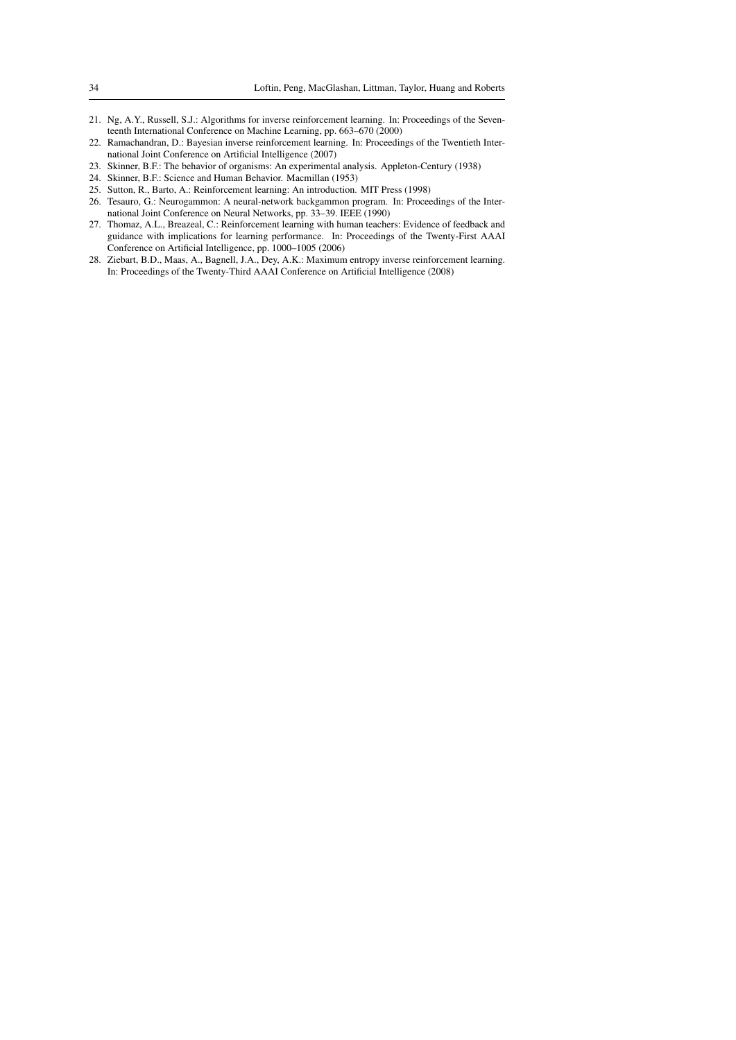21. Ng, A.Y., Russell, S.J.: Algorithms for inverse reinforcement learning. In: Proceedings of the Seventeenth International Conference on Machine Learning, pp. 663–670 (2000)
22. Ramachandran, D.: Bayesian inverse reinforcement learning. In: Proceedings of the Twentieth International Joint Conference on Artificial Intelligence (2007)
23. Skinner, B.F.: The behavior of organisms: An experimental analysis. Appleton-Century (1938)
24. Skinner, B.F.: Science and Human Behavior. Macmillan (1953)
25. Sutton, R., Barto, A.: Reinforcement learning: An introduction. MIT Press (1998)
26. Tesauro, G.: Neurogammon: A neural-network backgammon program. In: Proceedings of the International Joint Conference on Neural Networks, pp. 33–39. IEEE (1990)
27. Thomaz, A.L., Breazeal, C.: Reinforcement learning with human teachers: Evidence of feedback and guidance with implications for learning performance. In: Proceedings of the Twenty-First AAAI Conference on Artificial Intelligence, pp. 1000–1005 (2006)
28. Ziebart, B.D., Maas, A., Bagnell, J.A., Dey, A.K.: Maximum entropy inverse reinforcement learning. In: Proceedings of the Twenty-Third AAAI Conference on Artificial Intelligence (2008)